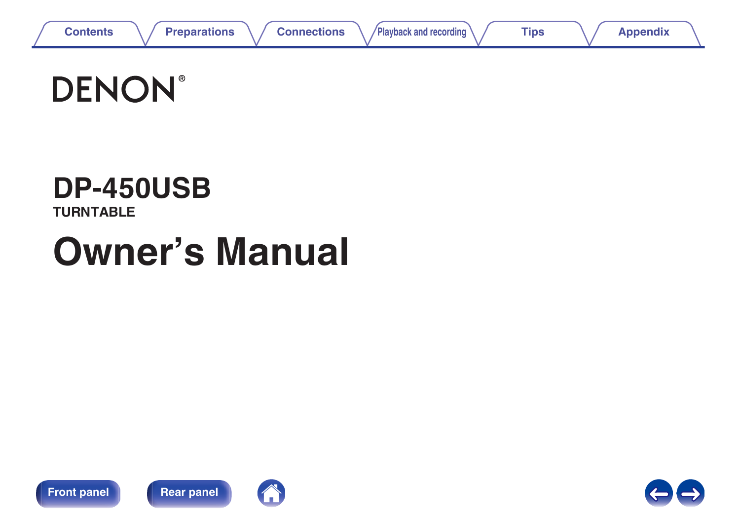DENON®

# DP-450USB

**TURNTABLE**

# Owner's Manual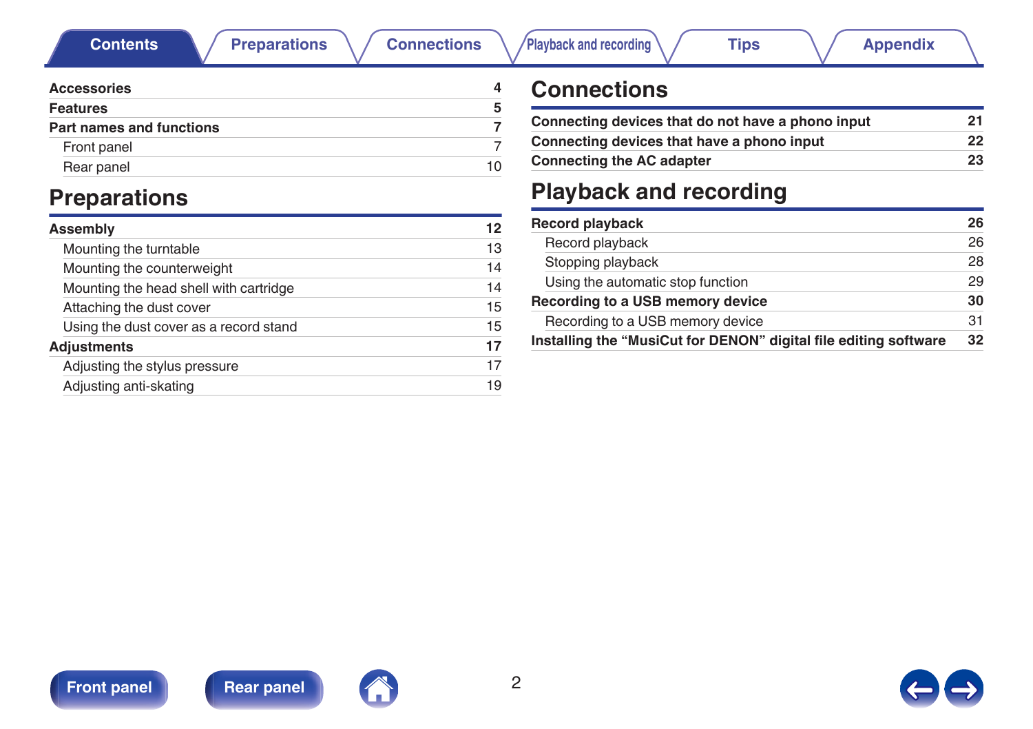| | |
|---|---|
| **Accessories** | **4** |
| **Features** | **5** |
| **Part names and functions** | **7** |
| Front panel | 7 |
| Rear panel | 10 |

## Preparations

| | |
|---|---|
| **Assembly** | **12** |
| Mounting the turntable | 13 |
| Mounting the counterweight | 14 |
| Mounting the head shell with cartridge | 14 |
| Attaching the dust cover | 15 |
| Using the dust cover as a record stand | 15 |
| **Adjustments** | **17** |
| Adjusting the stylus pressure | 17 |
| Adjusting anti-skating | 19 |

## Connections

| | |
|---|---|
| **Connecting devices that do not have a phono input** | **21** |
| **Connecting devices that have a phono input** | **22** |
| **Connecting the AC adapter** | **23** |

## Playback and recording

| | |
|---|---|
| **Record playback** | **26** |
| Record playback | 26 |
| Stopping playback | 28 |
| Using the automatic stop function | 29 |
| **Recording to a USB memory device** | **30** |
| Recording to a USB memory device | 31 |
| **Installing the "MusiCut for DENON" digital file editing software** | **32** |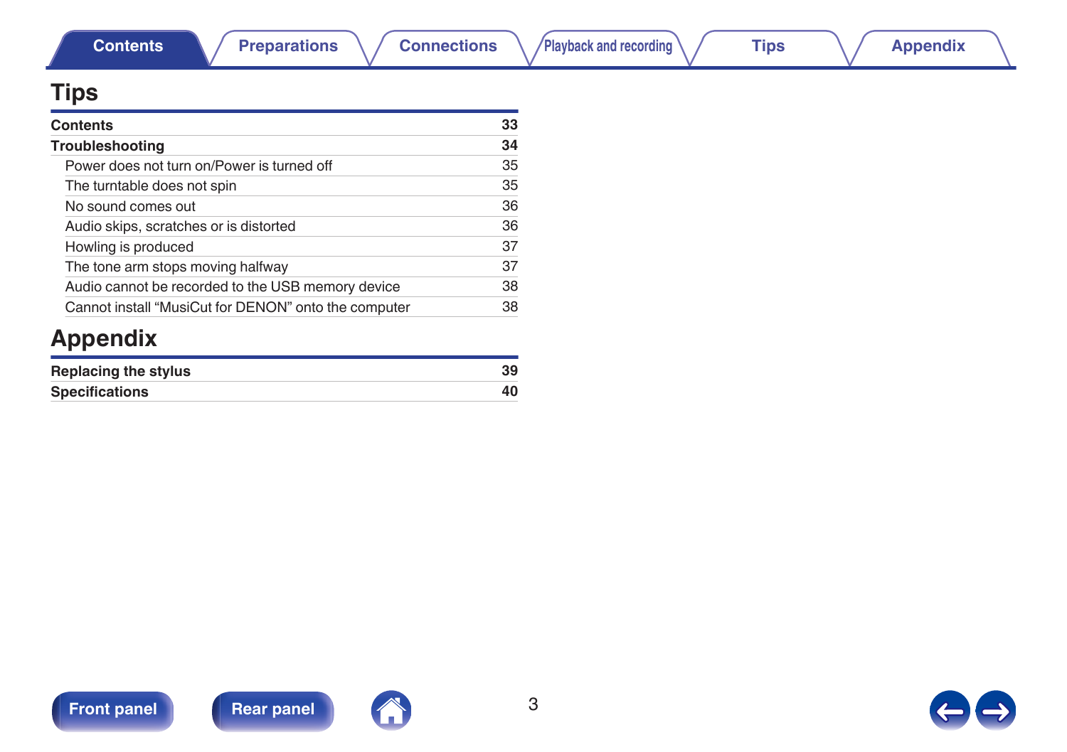## Tips

| | |
|---|---|
| **Contents** | **33** |
| **Troubleshooting** | **34** |
| Power does not turn on/Power is turned off | 35 |
| The turntable does not spin | 35 |
| No sound comes out | 36 |
| Audio skips, scratches or is distorted | 36 |
| Howling is produced | 37 |
| The tone arm stops moving halfway | 37 |
| Audio cannot be recorded to the USB memory device | 38 |
| Cannot install “MusiCut for DENON” onto the computer | 38 |

## Appendix

| | |
|---|---|
| **Replacing the stylus** | **39** |
| **Specifications** | **40** |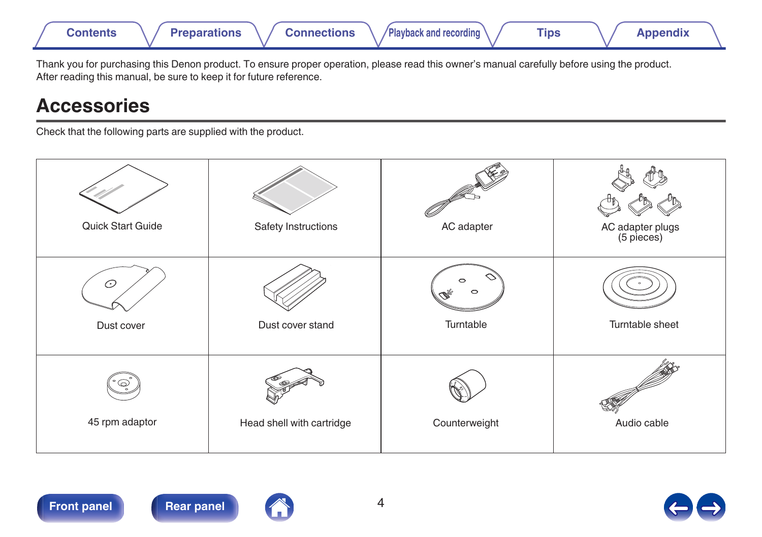Thank you for purchasing this Denon product. To ensure proper operation, please read this owner's manual carefully before using the product. After reading this manual, be sure to keep it for future reference.

# Accessories

Check that the following parts are supplied with the product.

| | | | |
|---|---|---|---|
| Quick Start Guide | Safety Instructions | AC adapter | AC adapter plugs (5 pieces) |
| Dust cover | Dust cover stand | Turntable | Turntable sheet |
| 45 rpm adaptor | Head shell with cartridge | Counterweight | Audio cable |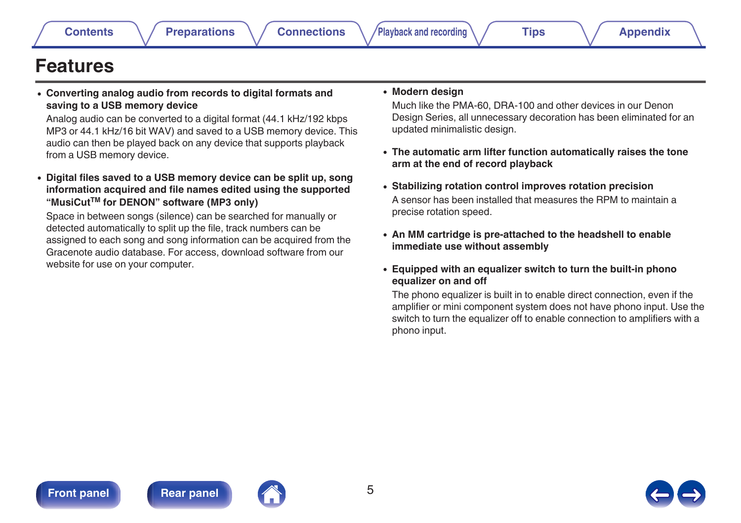# Features

- **Converting analog audio from records to digital formats and saving to a USB memory device**

  Analog audio can be converted to a digital format (44.1 kHz/192 kbps MP3 or 44.1 kHz/16 bit WAV) and saved to a USB memory device. This audio can then be played back on any device that supports playback from a USB memory device.

- **Digital files saved to a USB memory device can be split up, song information acquired and file names edited using the supported "MusiCut™ for DENON" software (MP3 only)**

  Space in between songs (silence) can be searched for manually or detected automatically to split up the file, track numbers can be assigned to each song and song information can be acquired from the Gracenote audio database. For access, download software from our website for use on your computer.

- **Modern design**

  Much like the PMA-60, DRA-100 and other devices in our Denon Design Series, all unnecessary decoration has been eliminated for an updated minimalistic design.

- **The automatic arm lifter function automatically raises the tone arm at the end of record playback**

- **Stabilizing rotation control improves rotation precision**

  A sensor has been installed that measures the RPM to maintain a precise rotation speed.

- **An MM cartridge is pre-attached to the headshell to enable immediate use without assembly**

- **Equipped with an equalizer switch to turn the built-in phono equalizer on and off**

  The phono equalizer is built in to enable direct connection, even if the amplifier or mini component system does not have phono input. Use the switch to turn the equalizer off to enable connection to amplifiers with a phono input.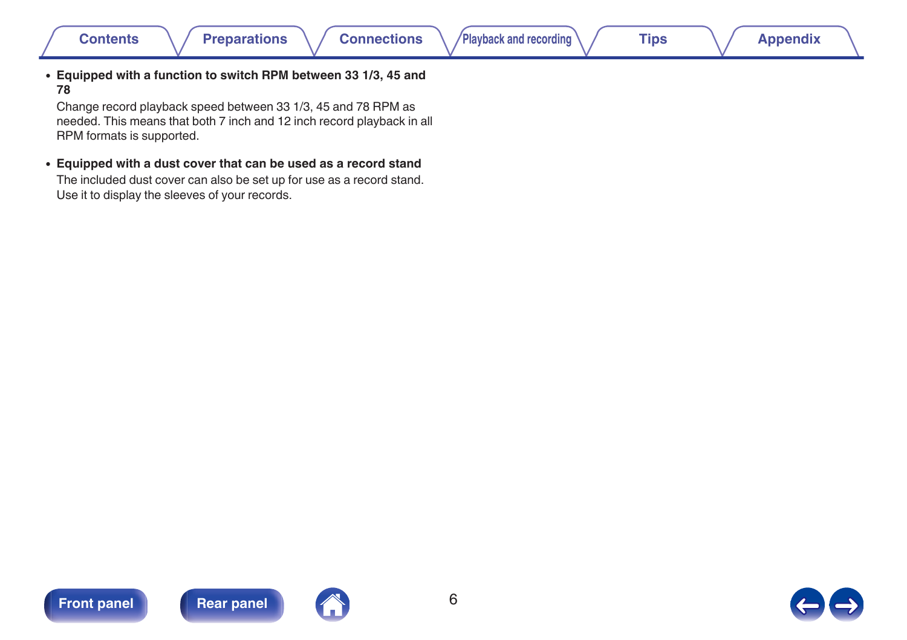- **Equipped with a function to switch RPM between 33 1/3, 45 and 78**

  Change record playback speed between 33 1/3, 45 and 78 RPM as needed. This means that both 7 inch and 12 inch record playback in all RPM formats is supported.

- **Equipped with a dust cover that can be used as a record stand**

  The included dust cover can also be set up for use as a record stand. Use it to display the sleeves of your records.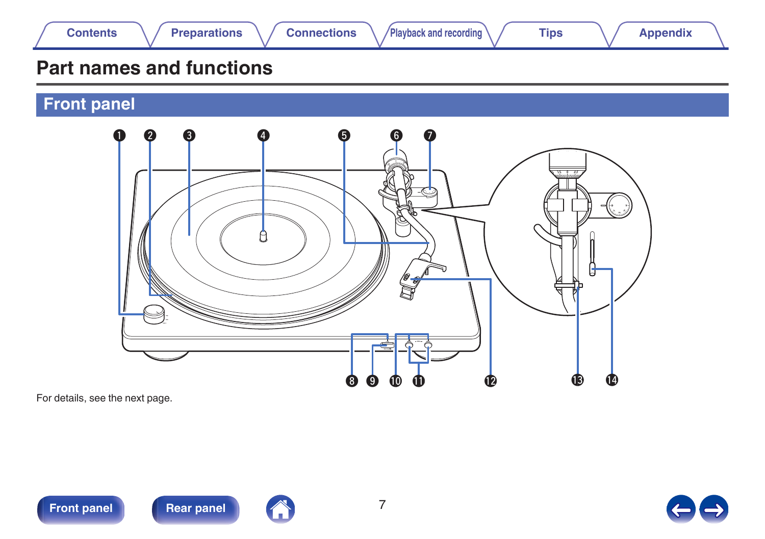# Part names and functions

## Front panel

For details, see the next page.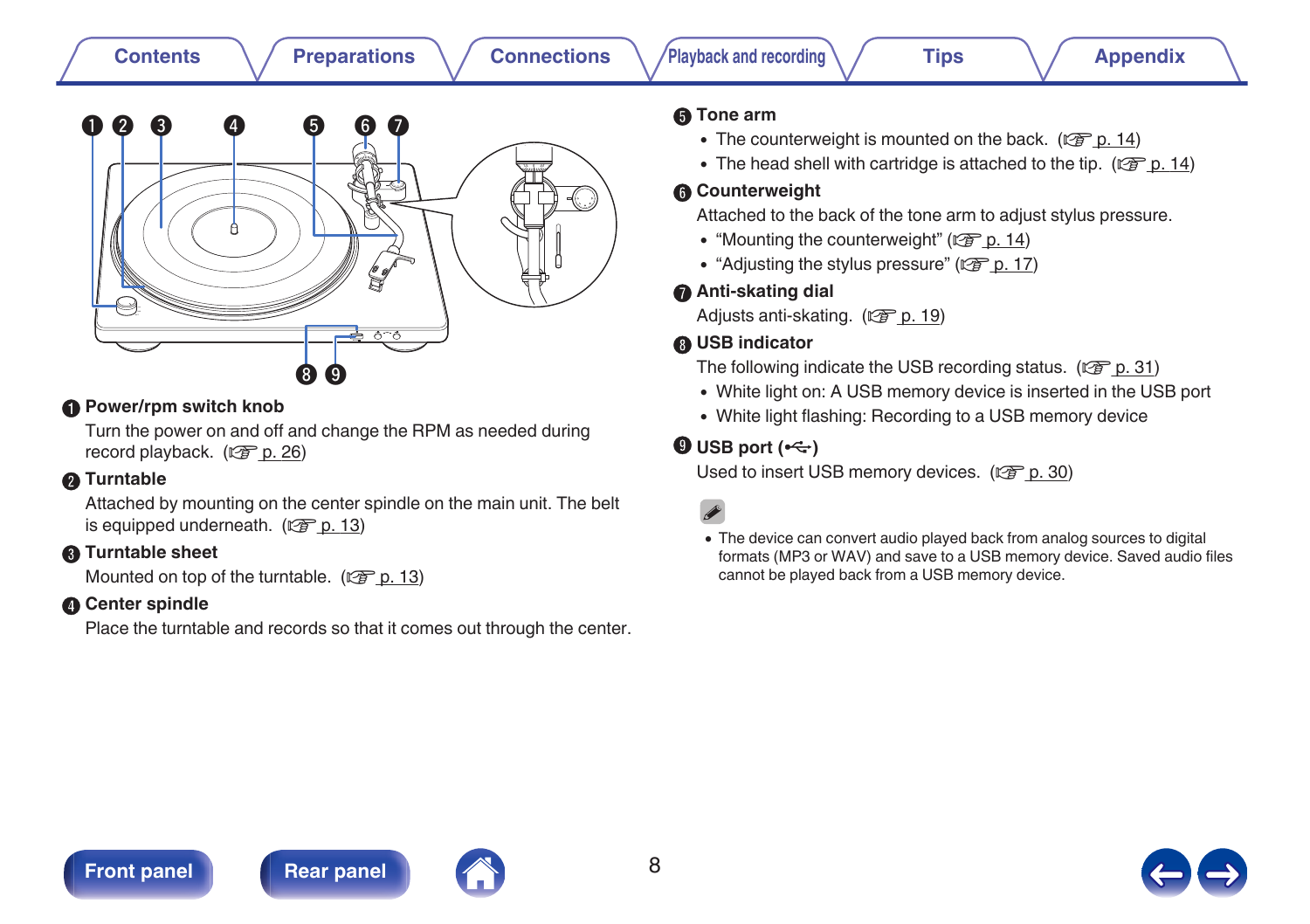**❶ Power/rpm switch knob**

Turn the power on and off and change the RPM as needed during record playback. (☞ p. 26)

**❷ Turntable**

Attached by mounting on the center spindle on the main unit. The belt is equipped underneath. (☞ p. 13)

**❸ Turntable sheet**

Mounted on top of the turntable. (☞ p. 13)

**❹ Center spindle**

Place the turntable and records so that it comes out through the center.

**❺ Tone arm**

- The counterweight is mounted on the back. (☞ p. 14)
- The head shell with cartridge is attached to the tip. (☞ p. 14)

**❻ Counterweight**

Attached to the back of the tone arm to adjust stylus pressure.

- "Mounting the counterweight" (☞ p. 14)
- "Adjusting the stylus pressure" (☞ p. 17)

**❼ Anti-skating dial**

Adjusts anti-skating. (☞ p. 19)

**❽ USB indicator**

The following indicate the USB recording status. (☞ p. 31)

- White light on: A USB memory device is inserted in the USB port
- White light flashing: Recording to a USB memory device

**❾ USB port (⭠)**

Used to insert USB memory devices. (☞ p. 30)

- The device can convert audio played back from analog sources to digital formats (MP3 or WAV) and save to a USB memory device. Saved audio files cannot be played back from a USB memory device.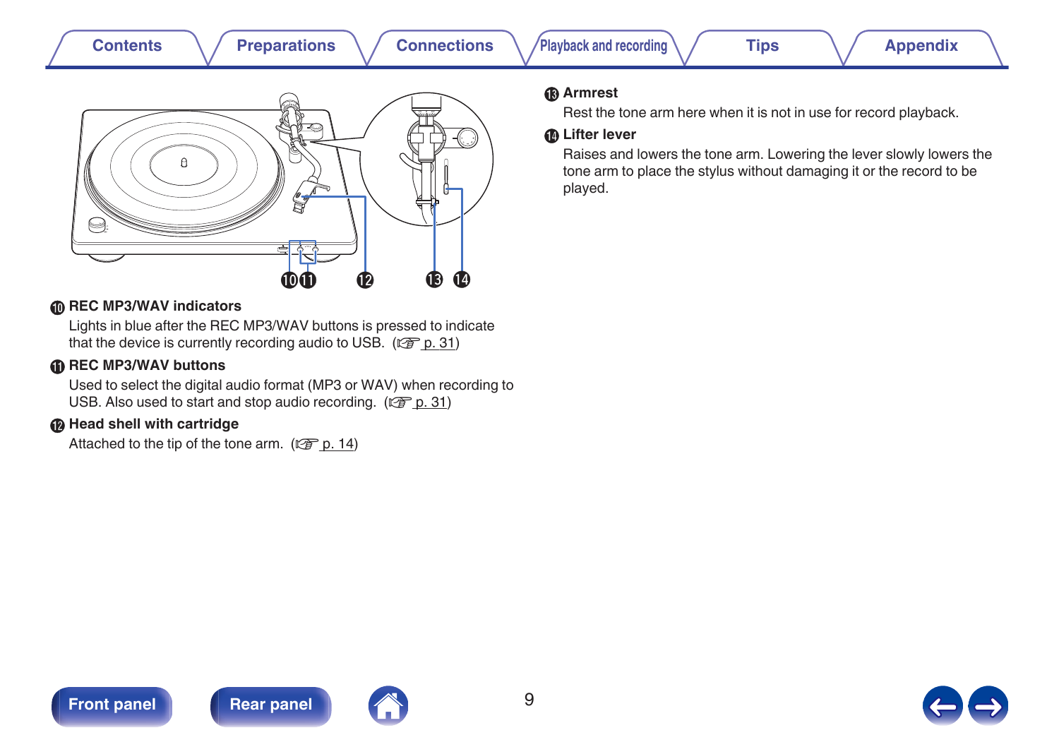**⑩ REC MP3/WAV indicators**

Lights in blue after the REC MP3/WAV buttons is pressed to indicate that the device is currently recording audio to USB. (☞ p. 31)

**⑪ REC MP3/WAV buttons**

Used to select the digital audio format (MP3 or WAV) when recording to USB. Also used to start and stop audio recording. (☞ p. 31)

**⑫ Head shell with cartridge**

Attached to the tip of the tone arm. (☞ p. 14)

**⑬ Armrest**

Rest the tone arm here when it is not in use for record playback.

**⑭ Lifter lever**

Raises and lowers the tone arm. Lowering the lever slowly lowers the tone arm to place the stylus without damaging it or the record to be played.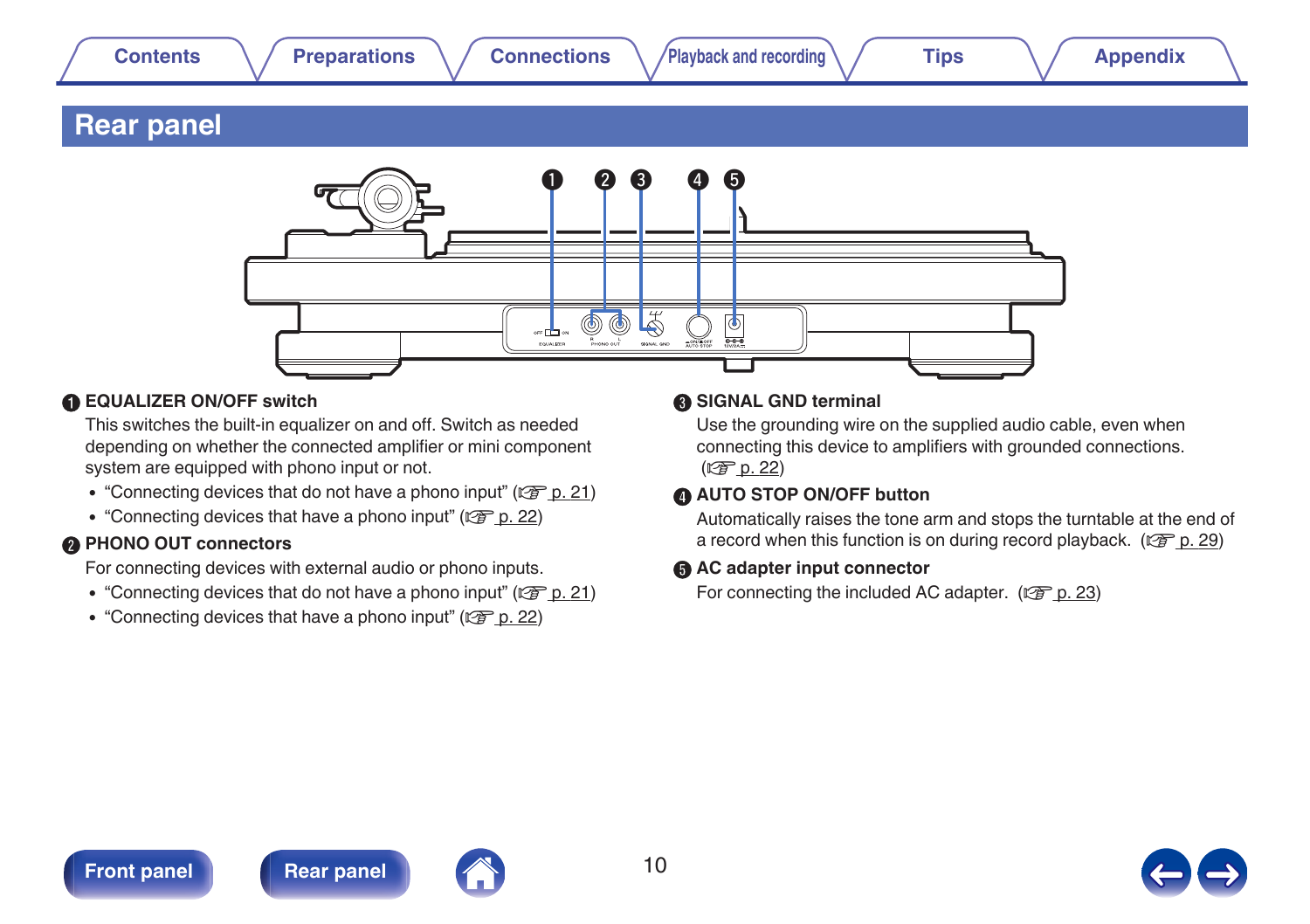## Rear panel

**❶ EQUALIZER ON/OFF switch**

This switches the built-in equalizer on and off. Switch as needed depending on whether the connected amplifier or mini component system are equipped with phono input or not.

- "Connecting devices that do not have a phono input" (☞ p. 21)
- "Connecting devices that have a phono input" (☞ p. 22)

**❷ PHONO OUT connectors**

For connecting devices with external audio or phono inputs.

- "Connecting devices that do not have a phono input" (☞ p. 21)
- "Connecting devices that have a phono input" (☞ p. 22)

**❸ SIGNAL GND terminal**

Use the grounding wire on the supplied audio cable, even when connecting this device to amplifiers with grounded connections. (☞ p. 22)

**❹ AUTO STOP ON/OFF button**

Automatically raises the tone arm and stops the turntable at the end of a record when this function is on during record playback. (☞ p. 29)

**❺ AC adapter input connector**

For connecting the included AC adapter. (☞ p. 23)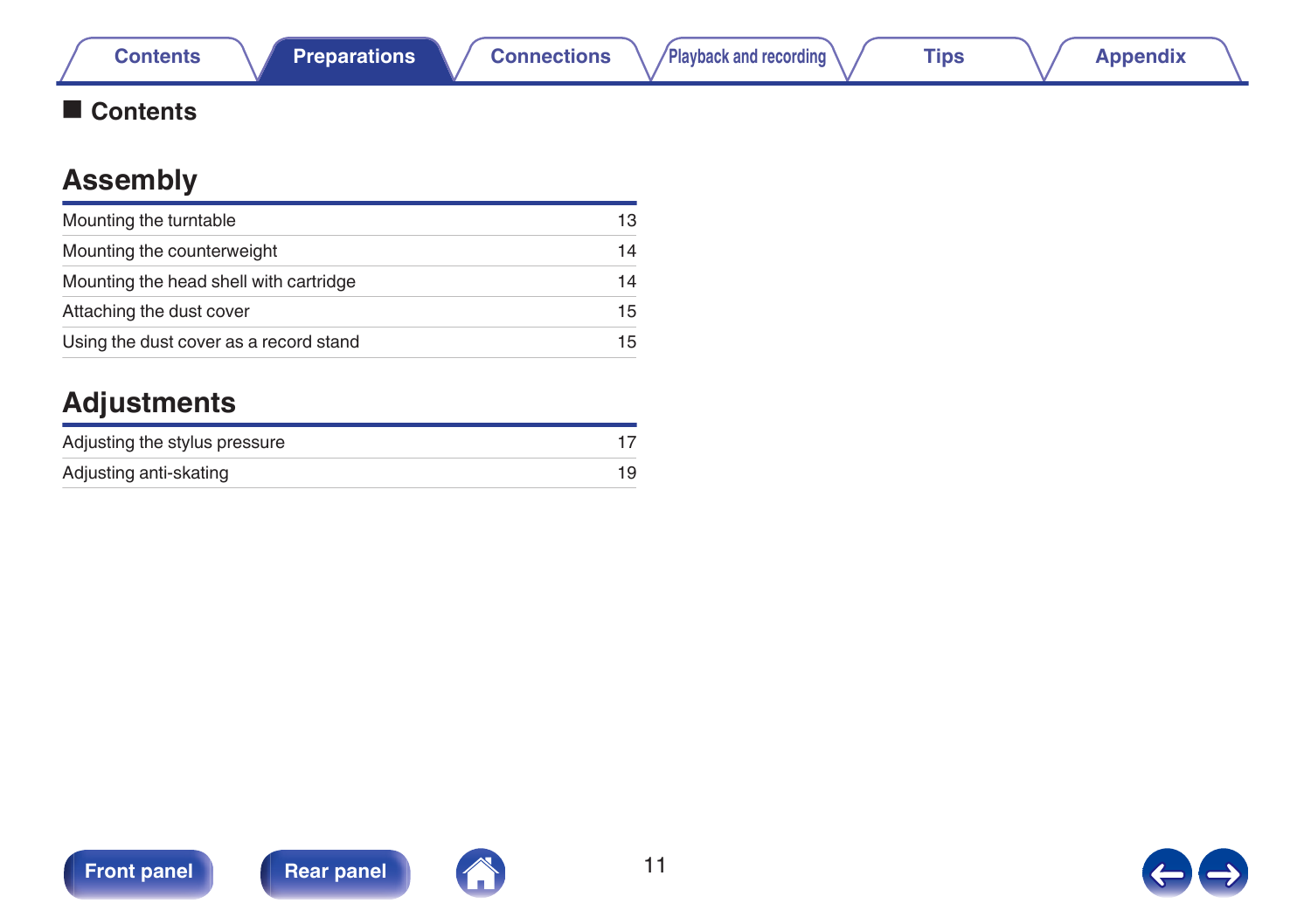## ■ Contents

### Assembly

| | |
|---|---|
| Mounting the turntable | 13 |
| Mounting the counterweight | 14 |
| Mounting the head shell with cartridge | 14 |
| Attaching the dust cover | 15 |
| Using the dust cover as a record stand | 15 |

### Adjustments

| | |
|---|---|
| Adjusting the stylus pressure | 17 |
| Adjusting anti-skating | 19 |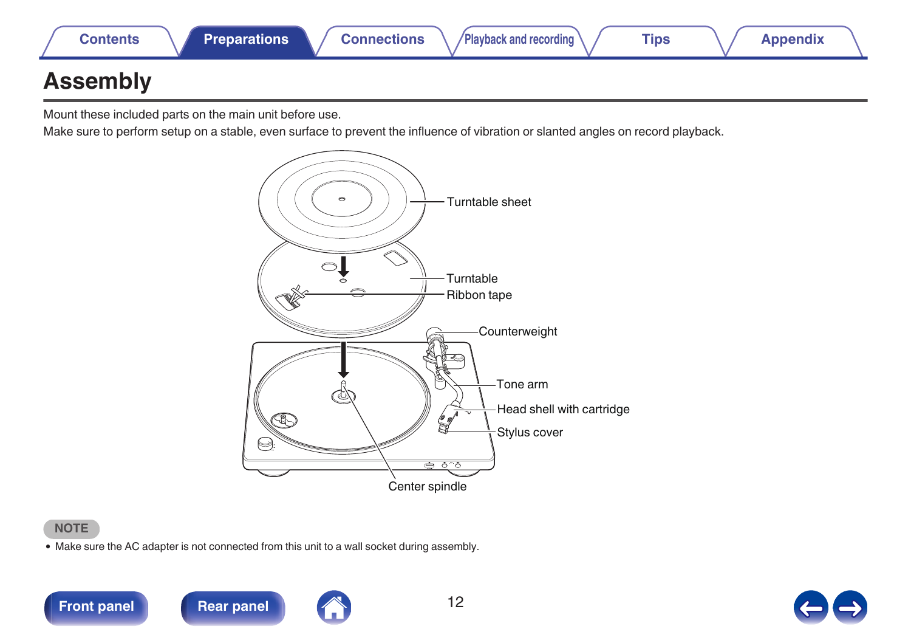# Assembly

Mount these included parts on the main unit before use.

Make sure to perform setup on a stable, even surface to prevent the influence of vibration or slanted angles on record playback.

Turntable sheet

Turntable

Ribbon tape

Counterweight

Tone arm

Head shell with cartridge

Stylus cover

Center spindle

**NOTE**

- Make sure the AC adapter is not connected from this unit to a wall socket during assembly.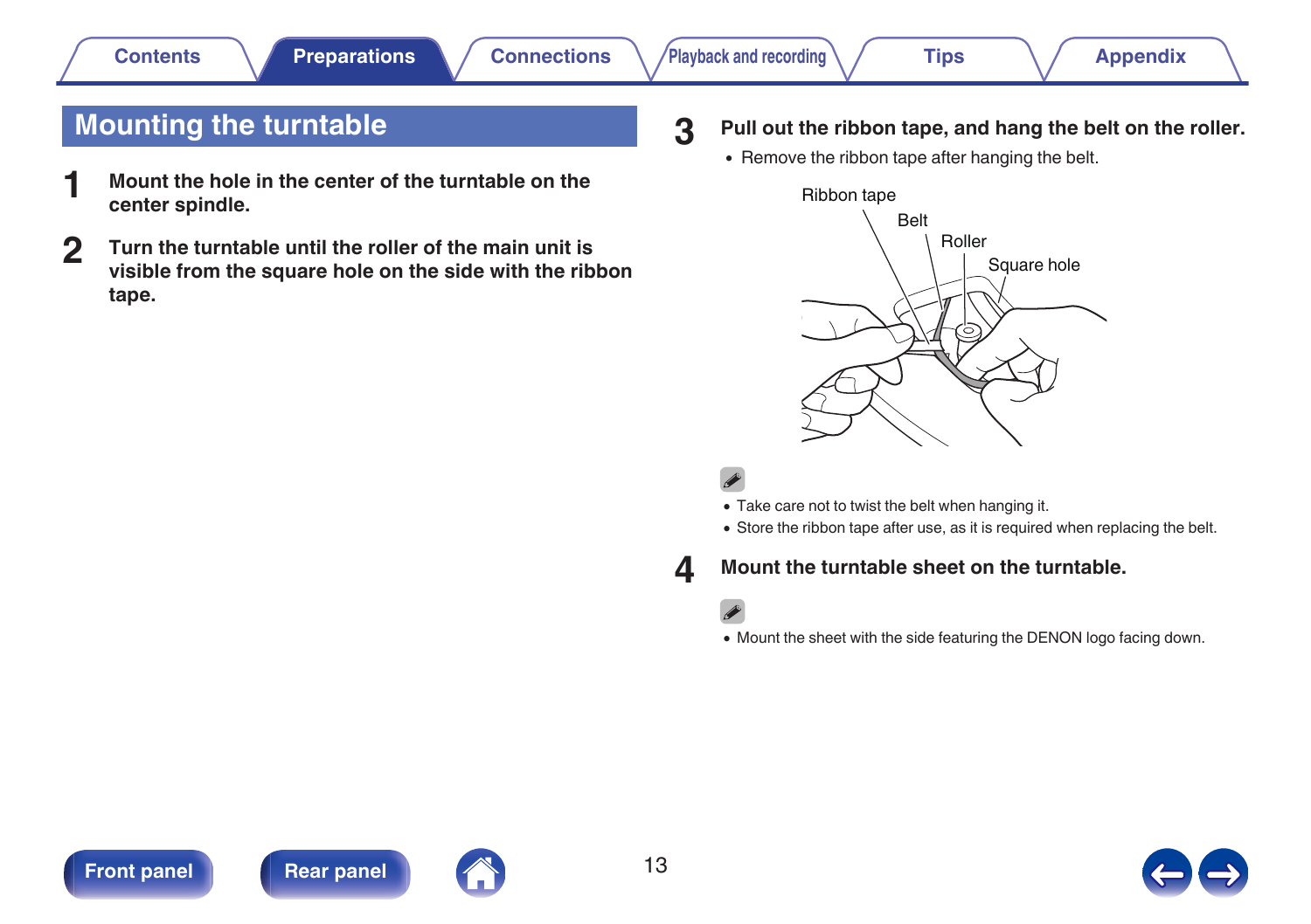## Mounting the turntable

**1** **Mount the hole in the center of the turntable on the center spindle.**

**2** **Turn the turntable until the roller of the main unit is visible from the square hole on the side with the ribbon tape.**

**3** **Pull out the ribbon tape, and hang the belt on the roller.**

- Remove the ribbon tape after hanging the belt.

Ribbon tape
Belt
Roller
Square hole

- Take care not to twist the belt when hanging it.
- Store the ribbon tape after use, as it is required when replacing the belt.

**4** **Mount the turntable sheet on the turntable.**

- Mount the sheet with the side featuring the DENON logo facing down.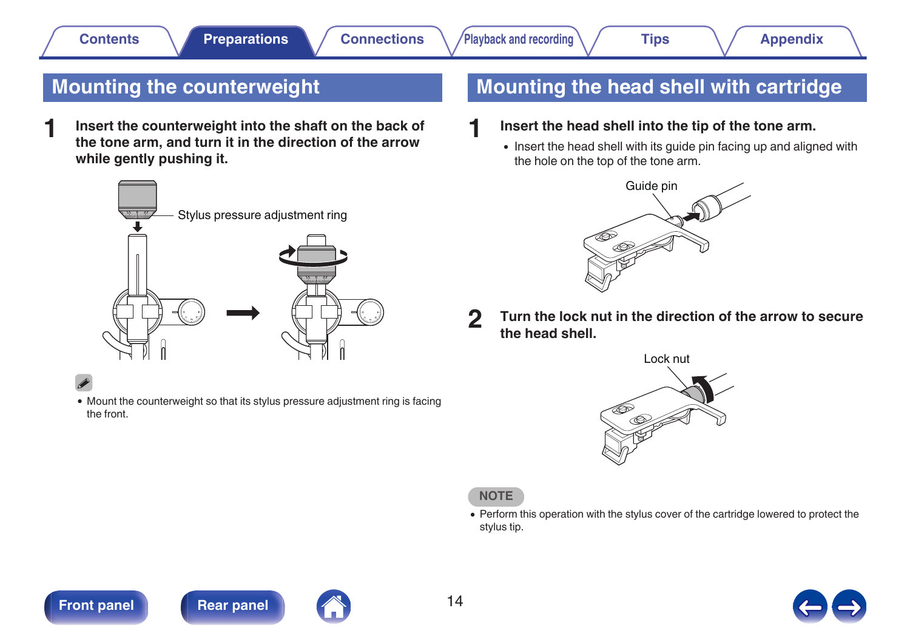## Mounting the counterweight

**1** **Insert the counterweight into the shaft on the back of the tone arm, and turn it in the direction of the arrow while gently pushing it.**

Stylus pressure adjustment ring

- Mount the counterweight so that its stylus pressure adjustment ring is facing the front.

## Mounting the head shell with cartridge

**1** **Insert the head shell into the tip of the tone arm.**

- Insert the head shell with its guide pin facing up and aligned with the hole on the top of the tone arm.

Guide pin

**2** **Turn the lock nut in the direction of the arrow to secure the head shell.**

Lock nut

**NOTE**

- Perform this operation with the stylus cover of the cartridge lowered to protect the stylus tip.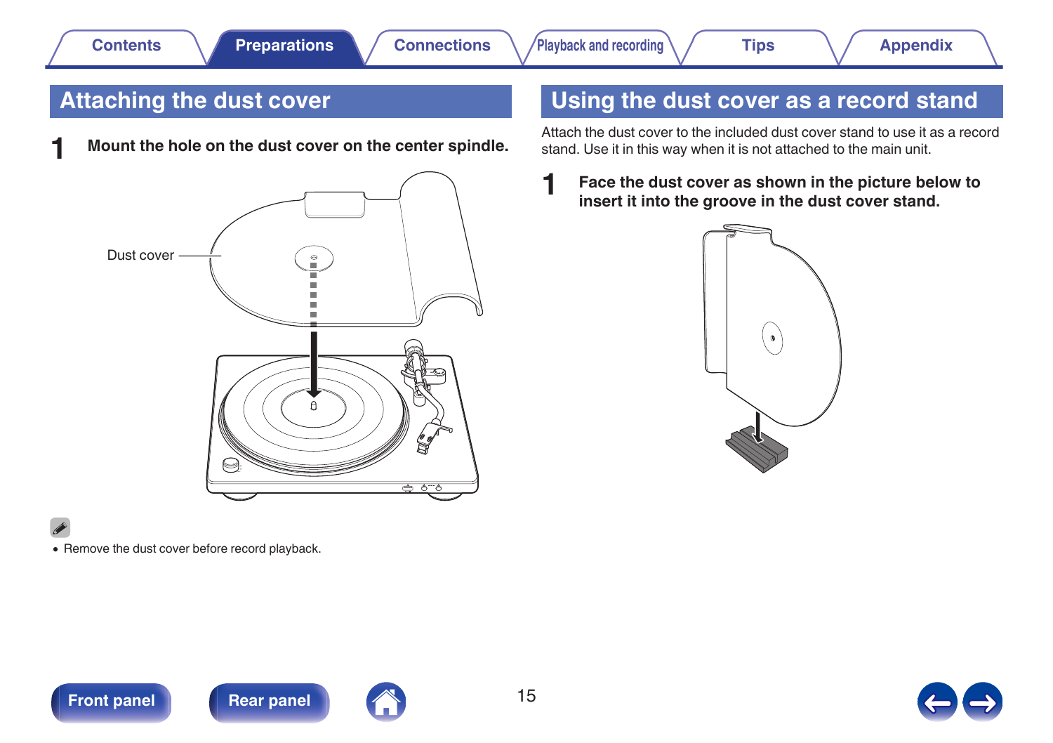## Attaching the dust cover

**1 Mount the hole on the dust cover on the center spindle.**

Dust cover

- Remove the dust cover before record playback.

## Using the dust cover as a record stand

Attach the dust cover to the included dust cover stand to use it as a record stand. Use it in this way when it is not attached to the main unit.

**1 Face the dust cover as shown in the picture below to insert it into the groove in the dust cover stand.**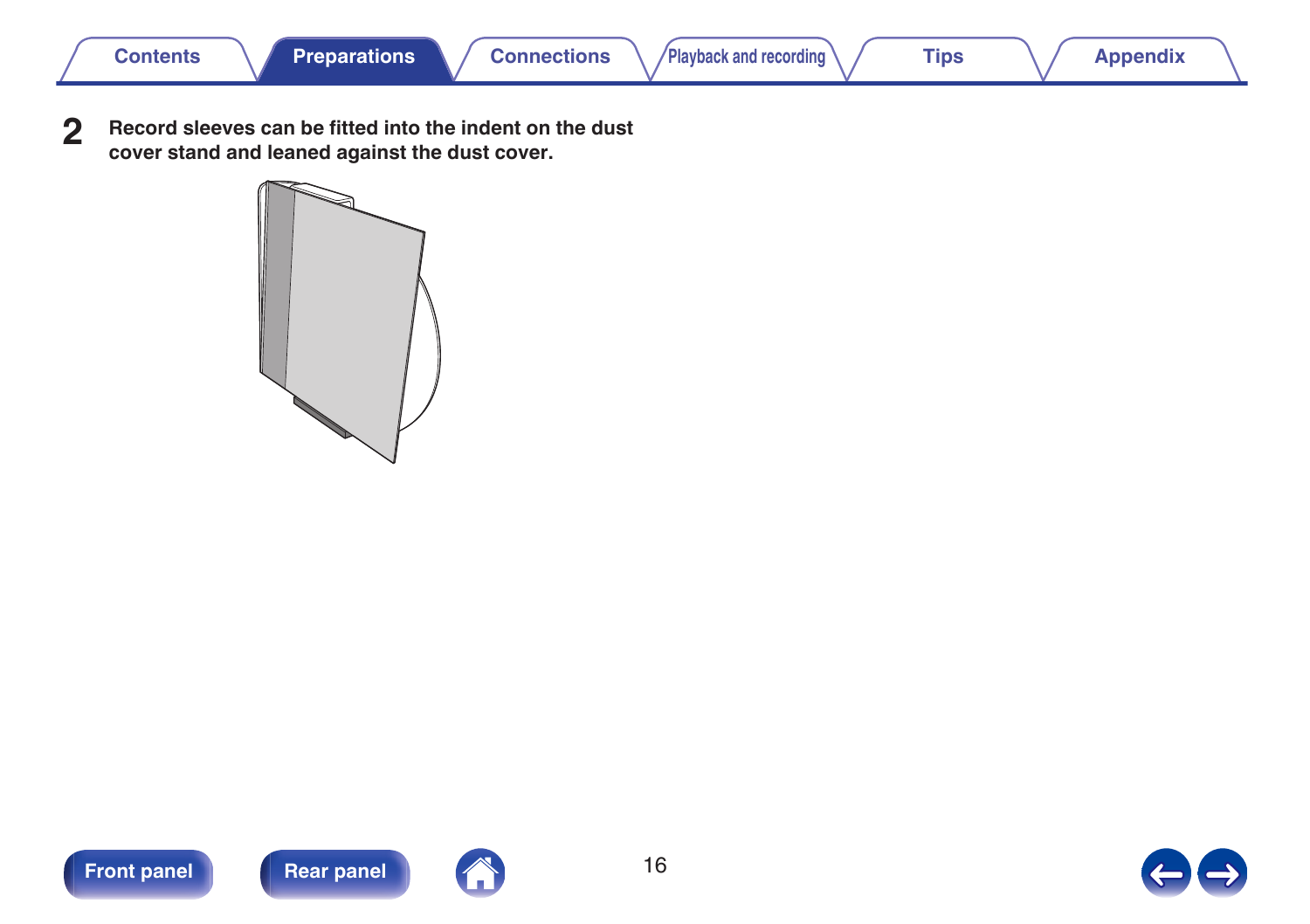2. Record sleeves can be fitted into the indent on the dust cover stand and leaned against the dust cover.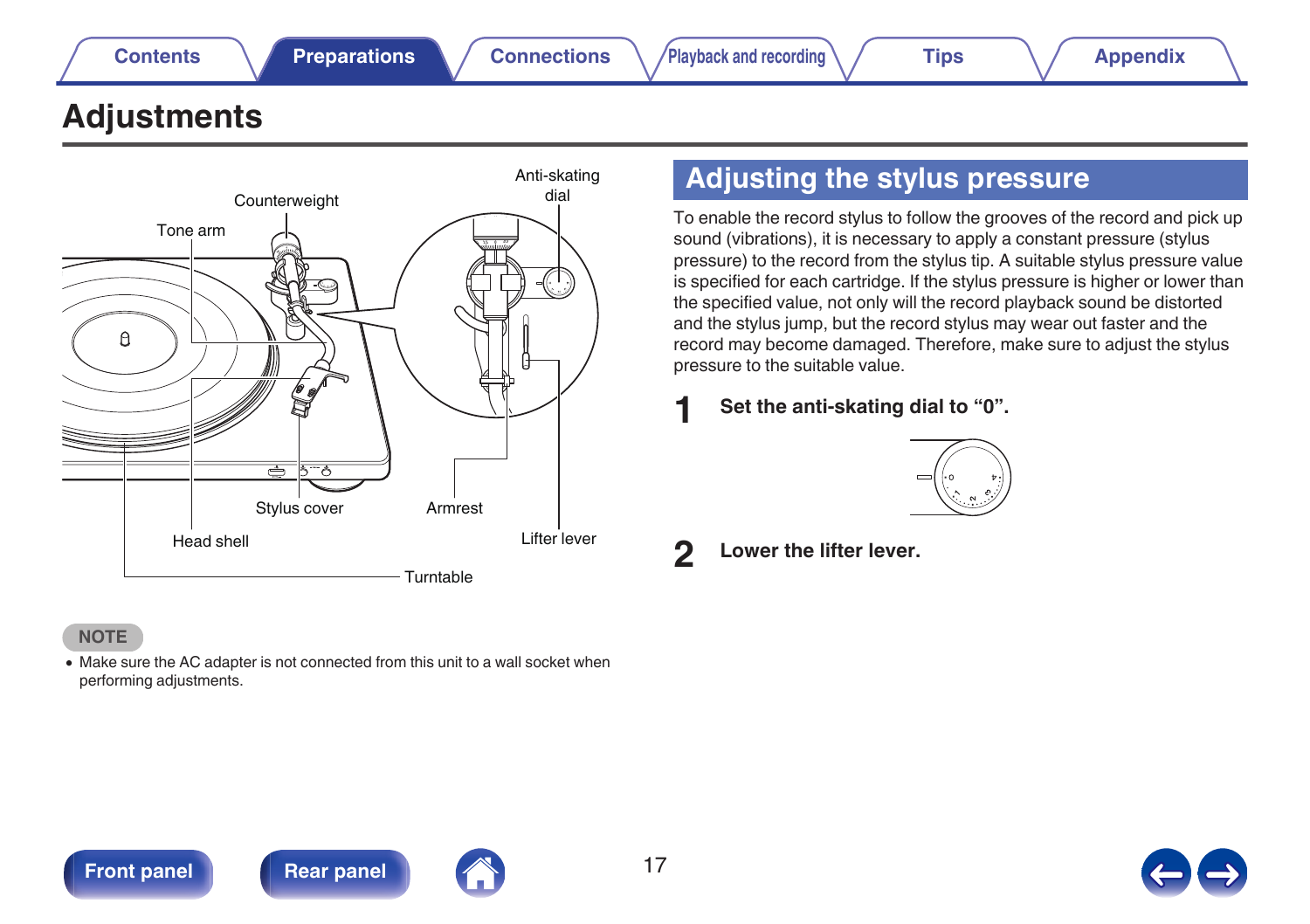# Adjustments

Counterweight
Tone arm
Anti-skating dial
Stylus cover
Armrest
Lifter lever
Head shell
Turntable

NOTE

- Make sure the AC adapter is not connected from this unit to a wall socket when performing adjustments.

## Adjusting the stylus pressure

To enable the record stylus to follow the grooves of the record and pick up sound (vibrations), it is necessary to apply a constant pressure (stylus pressure) to the record from the stylus tip. A suitable stylus pressure value is specified for each cartridge. If the stylus pressure is higher or lower than the specified value, not only will the record playback sound be distorted and the stylus jump, but the record stylus may wear out faster and the record may become damaged. Therefore, make sure to adjust the stylus pressure to the suitable value.

**1 Set the anti-skating dial to “0”.**

**2 Lower the lifter lever.**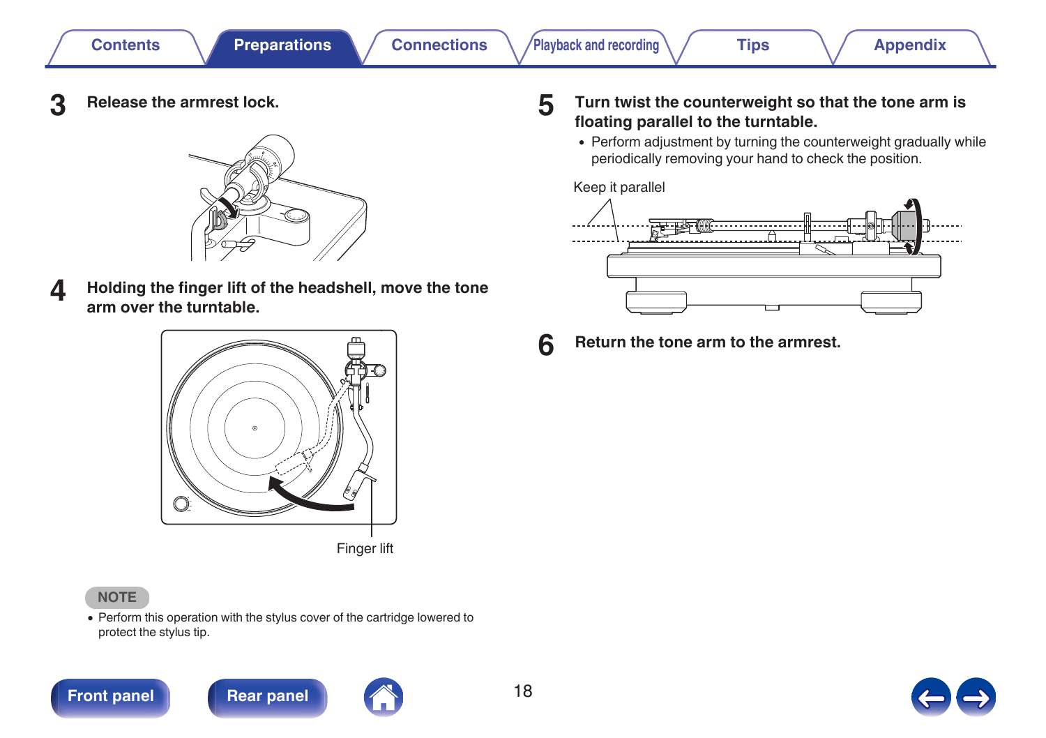### 3 Release the armrest lock.

### 4 Holding the finger lift of the headshell, move the tone arm over the turntable.

Finger lift

**NOTE**

- Perform this operation with the stylus cover of the cartridge lowered to protect the stylus tip.

### 5 Turn twist the counterweight so that the tone arm is floating parallel to the turntable.

- Perform adjustment by turning the counterweight gradually while periodically removing your hand to check the position.

Keep it parallel

### 6 Return the tone arm to the armrest.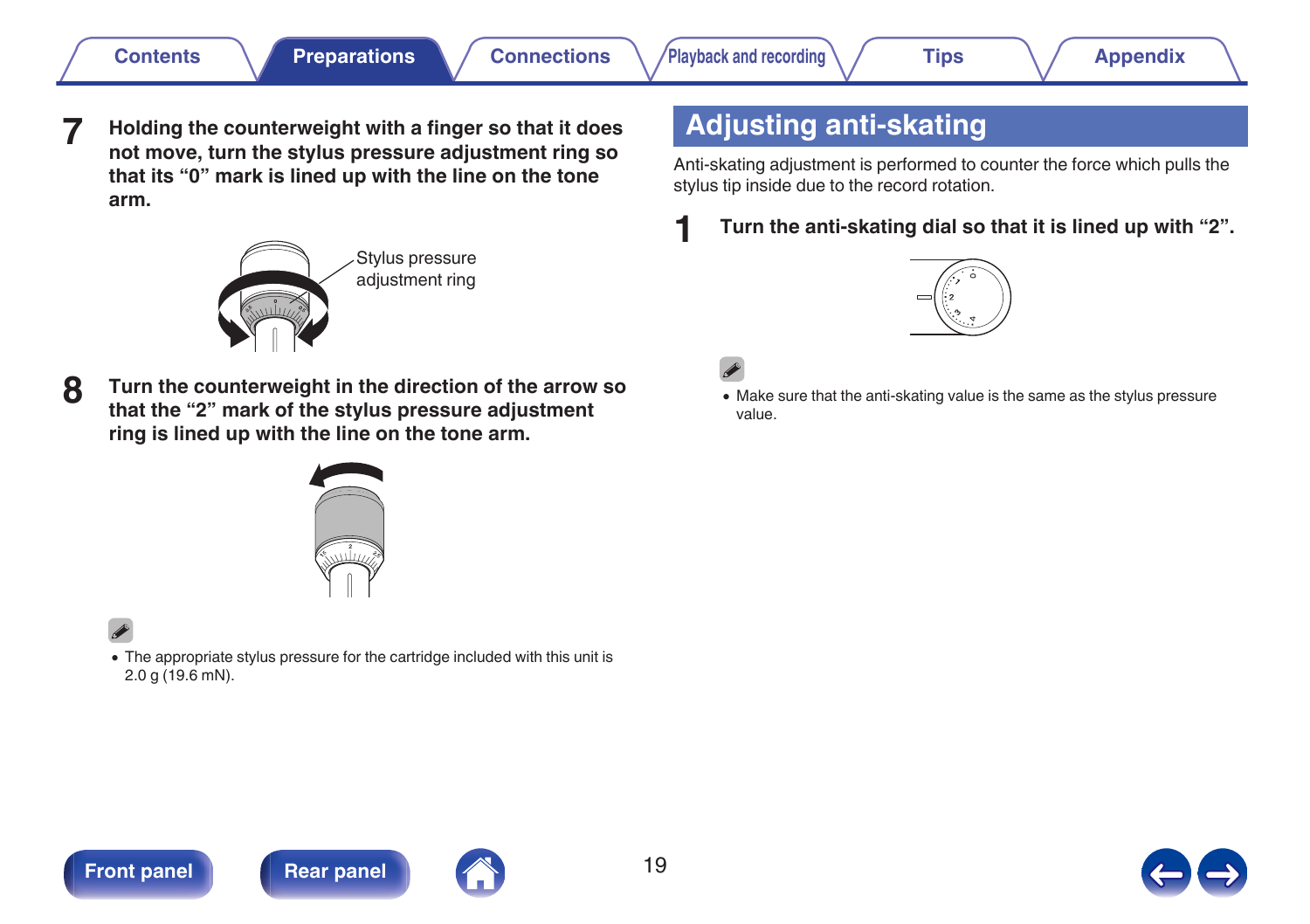7 **Holding the counterweight with a finger so that it does not move, turn the stylus pressure adjustment ring so that its “0” mark is lined up with the line on the tone arm.**

Stylus pressure adjustment ring

8 **Turn the counterweight in the direction of the arrow so that the “2” mark of the stylus pressure adjustment ring is lined up with the line on the tone arm.**

- The appropriate stylus pressure for the cartridge included with this unit is 2.0 g (19.6 mN).

## Adjusting anti-skating

Anti-skating adjustment is performed to counter the force which pulls the stylus tip inside due to the record rotation.

1 **Turn the anti-skating dial so that it is lined up with “2”.**

- Make sure that the anti-skating value is the same as the stylus pressure value.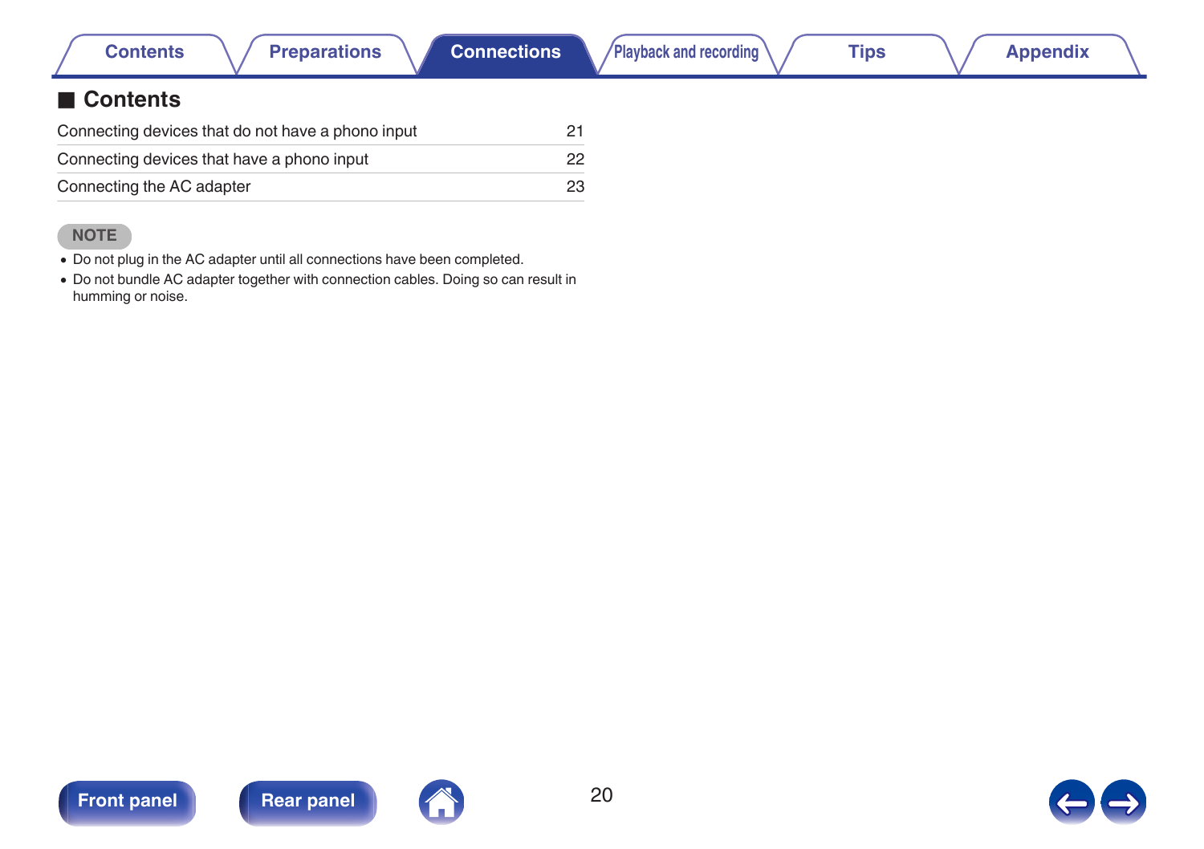## ■ Contents

| | |
|---|---|
| Connecting devices that do not have a phono input | 21 |
| Connecting devices that have a phono input | 22 |
| Connecting the AC adapter | 23 |

**NOTE**

- Do not plug in the AC adapter until all connections have been completed.
- Do not bundle AC adapter together with connection cables. Doing so can result in humming or noise.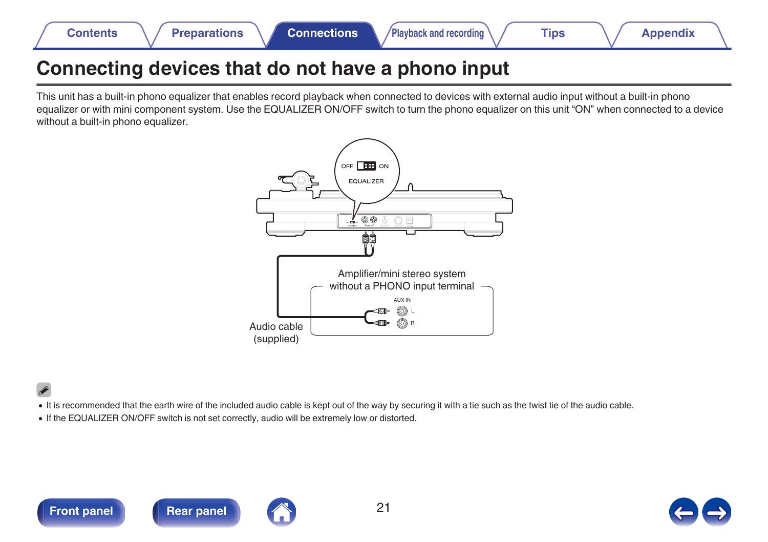# Connecting devices that do not have a phono input

This unit has a built-in phono equalizer that enables record playback when connected to devices with external audio input without a built-in phono equalizer or with mini component system. Use the EQUALIZER ON/OFF switch to turn the phono equalizer on this unit “ON” when connected to a device without a built-in phono equalizer.

OFF ON
EQUALIZER

Amplifier/mini stereo system without a PHONO input terminal

AUX IN
L
R

Audio cable (supplied)

- It is recommended that the earth wire of the included audio cable is kept out of the way by securing it with a tie such as the twist tie of the audio cable.
- If the EQUALIZER ON/OFF switch is not set correctly, audio will be extremely low or distorted.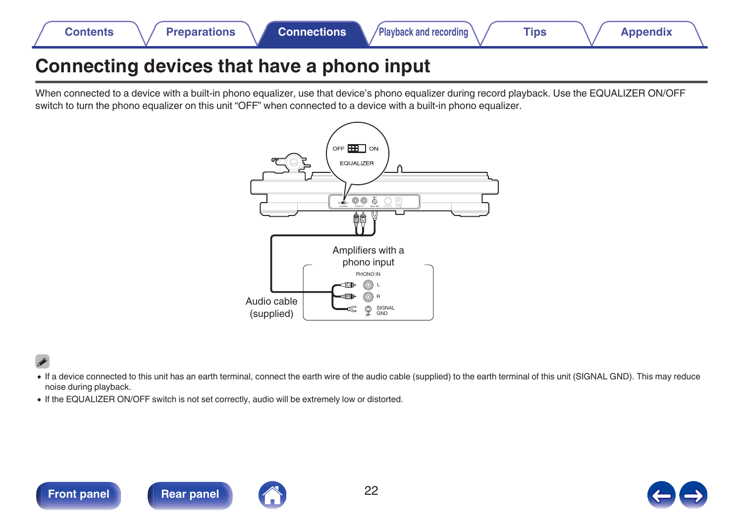# Connecting devices that have a phono input

When connected to a device with a built-in phono equalizer, use that device's phono equalizer during record playback. Use the EQUALIZER ON/OFF switch to turn the phono equalizer on this unit "OFF" when connected to a device with a built-in phono equalizer.

OFF ON
EQUALIZER

Amplifiers with a phono input

PHONO IN
L
R
SIGNAL GND

Audio cable (supplied)

- If a device connected to this unit has an earth terminal, connect the earth wire of the audio cable (supplied) to the earth terminal of this unit (SIGNAL GND). This may reduce noise during playback.
- If the EQUALIZER ON/OFF switch is not set correctly, audio will be extremely low or distorted.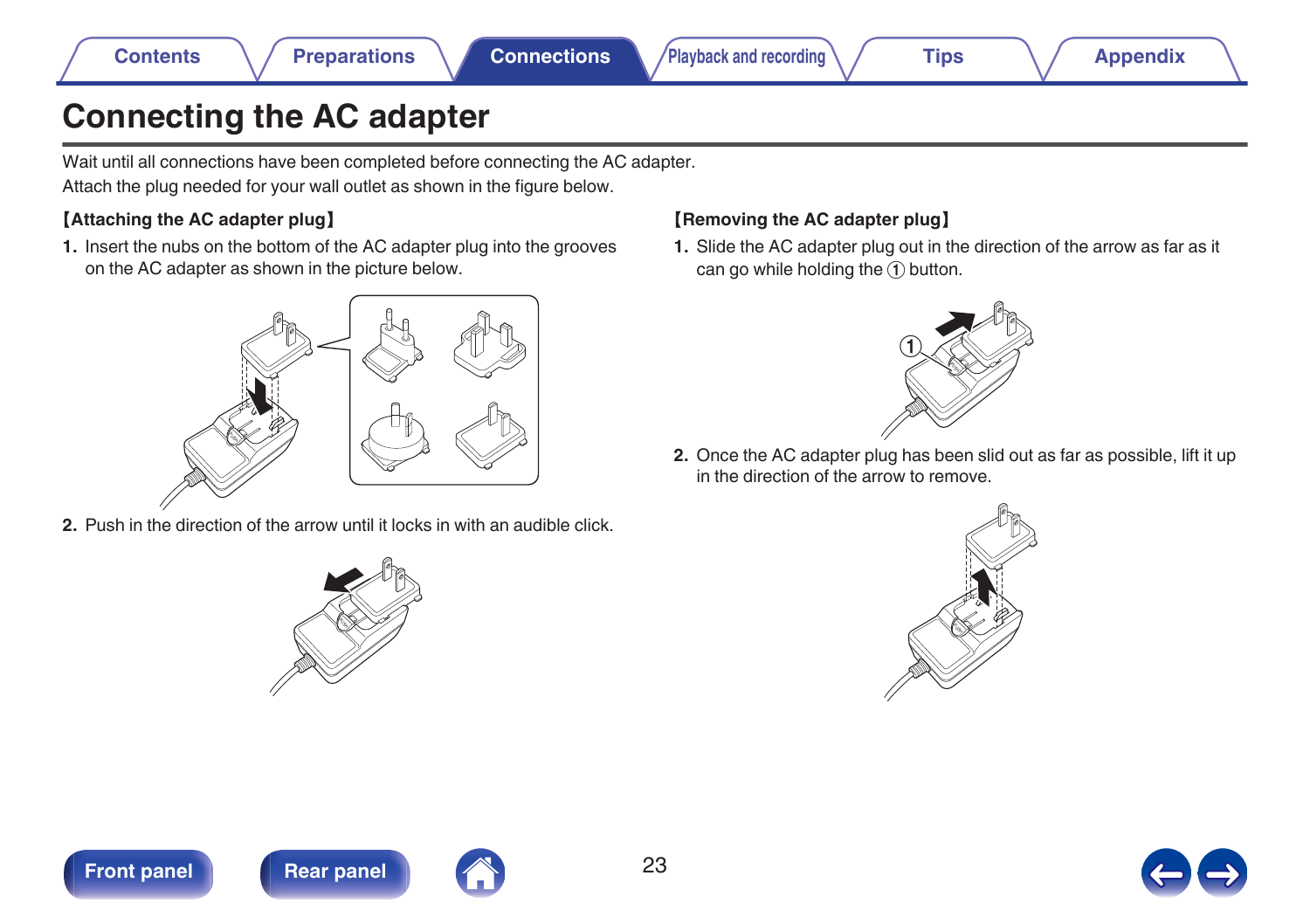# Connecting the AC adapter

Wait until all connections have been completed before connecting the AC adapter.
Attach the plug needed for your wall outlet as shown in the figure below.

**【Attaching the AC adapter plug】**

1. Insert the nubs on the bottom of the AC adapter plug into the grooves on the AC adapter as shown in the picture below.

2. Push in the direction of the arrow until it locks in with an audible click.

**【Removing the AC adapter plug】**

1. Slide the AC adapter plug out in the direction of the arrow as far as it can go while holding the ① button.

2. Once the AC adapter plug has been slid out as far as possible, lift it up in the direction of the arrow to remove.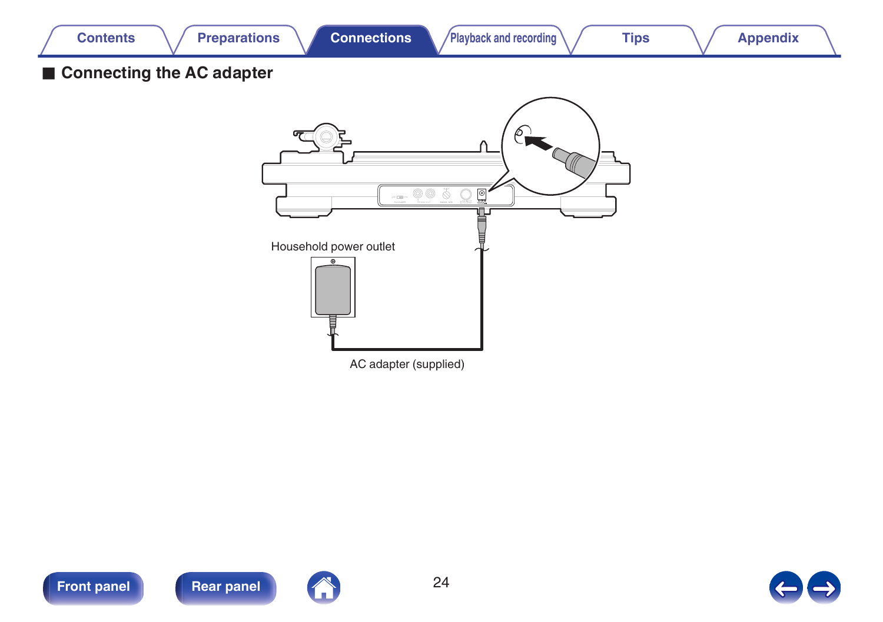## ■ Connecting the AC adapter

Household power outlet

AC adapter (supplied)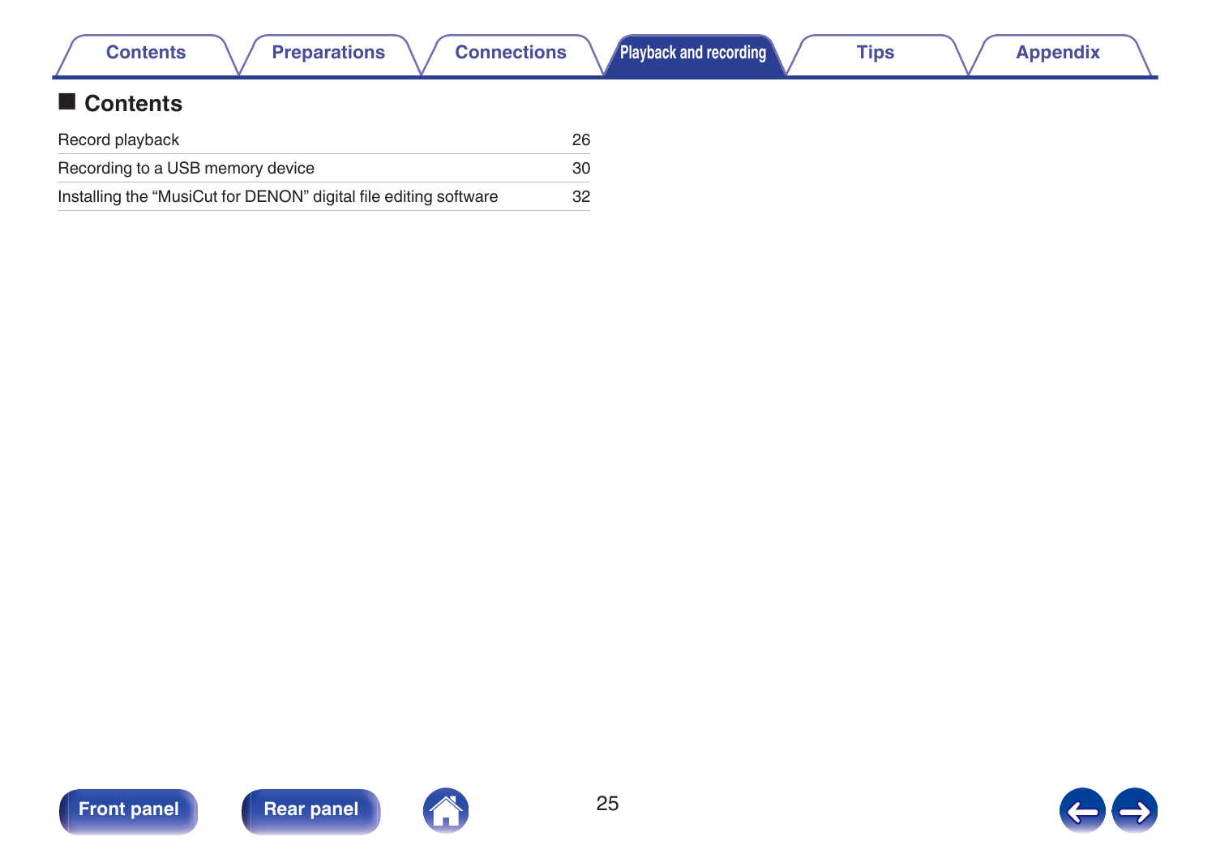## ■ Contents

| | |
|---|---|
| Record playback | 26 |
| Recording to a USB memory device | 30 |
| Installing the “MusiCut for DENON” digital file editing software | 32 |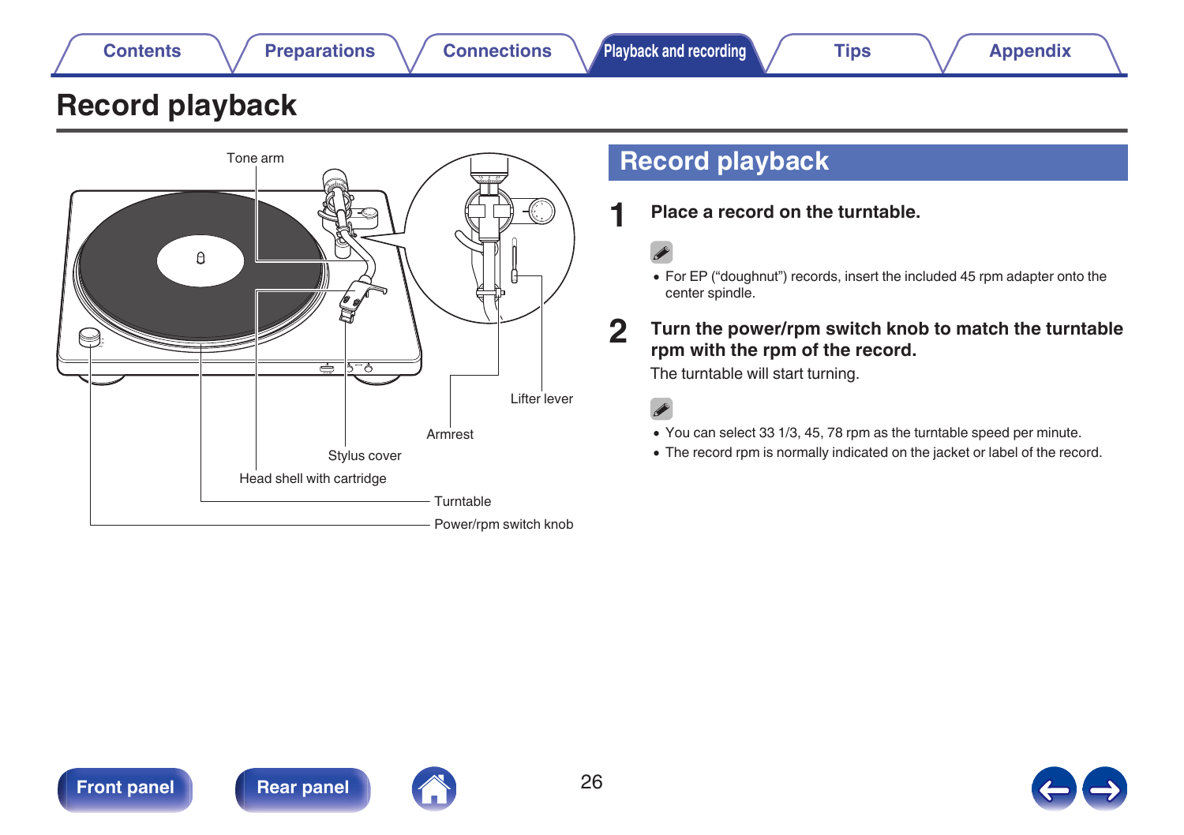# Record playback

Tone arm

Lifter lever

Armrest

Stylus cover

Head shell with cartridge

Turntable

Power/rpm switch knob

## Record playback

**1 Place a record on the turntable.**

- For EP ("doughnut") records, insert the included 45 rpm adapter onto the center spindle.

**2 Turn the power/rpm switch knob to match the turntable rpm with the rpm of the record.**

The turntable will start turning.

- You can select 33 1/3, 45, 78 rpm as the turntable speed per minute.
- The record rpm is normally indicated on the jacket or label of the record.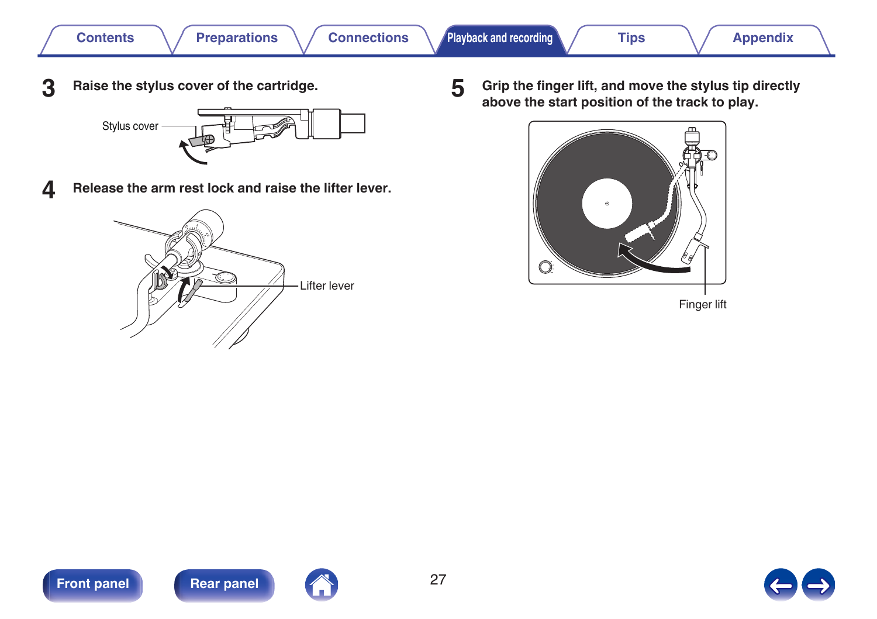3. **Raise the stylus cover of the cartridge.**

   Stylus cover

4. **Release the arm rest lock and raise the lifter lever.**

   Lifter lever

5. **Grip the finger lift, and move the stylus tip directly above the start position of the track to play.**

   Finger lift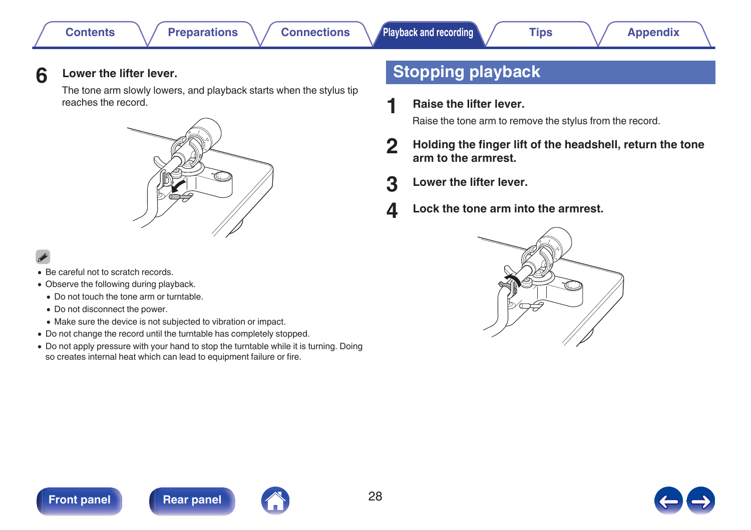**6 Lower the lifter lever.**

The tone arm slowly lowers, and playback starts when the stylus tip reaches the record.

- Be careful not to scratch records.
- Observe the following during playback.
  - Do not touch the tone arm or turntable.
  - Do not disconnect the power.
  - Make sure the device is not subjected to vibration or impact.
- Do not change the record until the turntable has completely stopped.
- Do not apply pressure with your hand to stop the turntable while it is turning. Doing so creates internal heat which can lead to equipment failure or fire.

## Stopping playback

**1 Raise the lifter lever.**

Raise the tone arm to remove the stylus from the record.

**2 Holding the finger lift of the headshell, return the tone arm to the armrest.**

**3 Lower the lifter lever.**

**4 Lock the tone arm into the armrest.**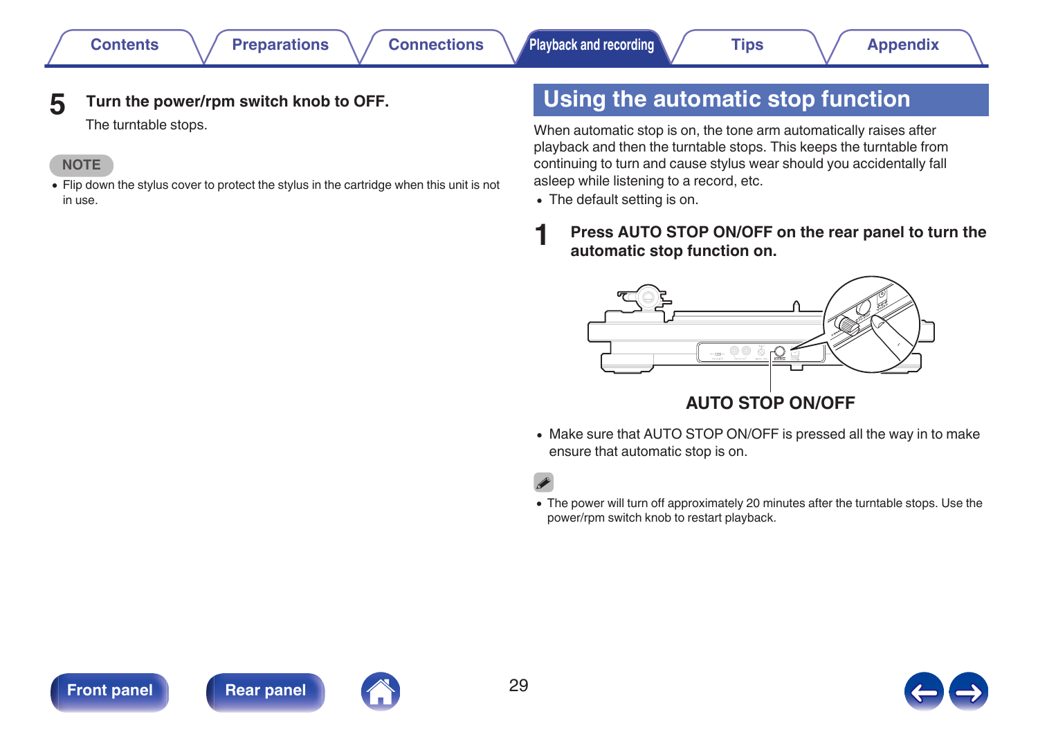**5 Turn the power/rpm switch knob to OFF.**

The turntable stops.

**NOTE**

- Flip down the stylus cover to protect the stylus in the cartridge when this unit is not in use.

## Using the automatic stop function

When automatic stop is on, the tone arm automatically raises after playback and then the turntable stops. This keeps the turntable from continuing to turn and cause stylus wear should you accidentally fall asleep while listening to a record, etc.

- The default setting is on.

**1 Press AUTO STOP ON/OFF on the rear panel to turn the automatic stop function on.**

AUTO STOP ON/OFF

- Make sure that AUTO STOP ON/OFF is pressed all the way in to make ensure that automatic stop is on.

- The power will turn off approximately 20 minutes after the turntable stops. Use the power/rpm switch knob to restart playback.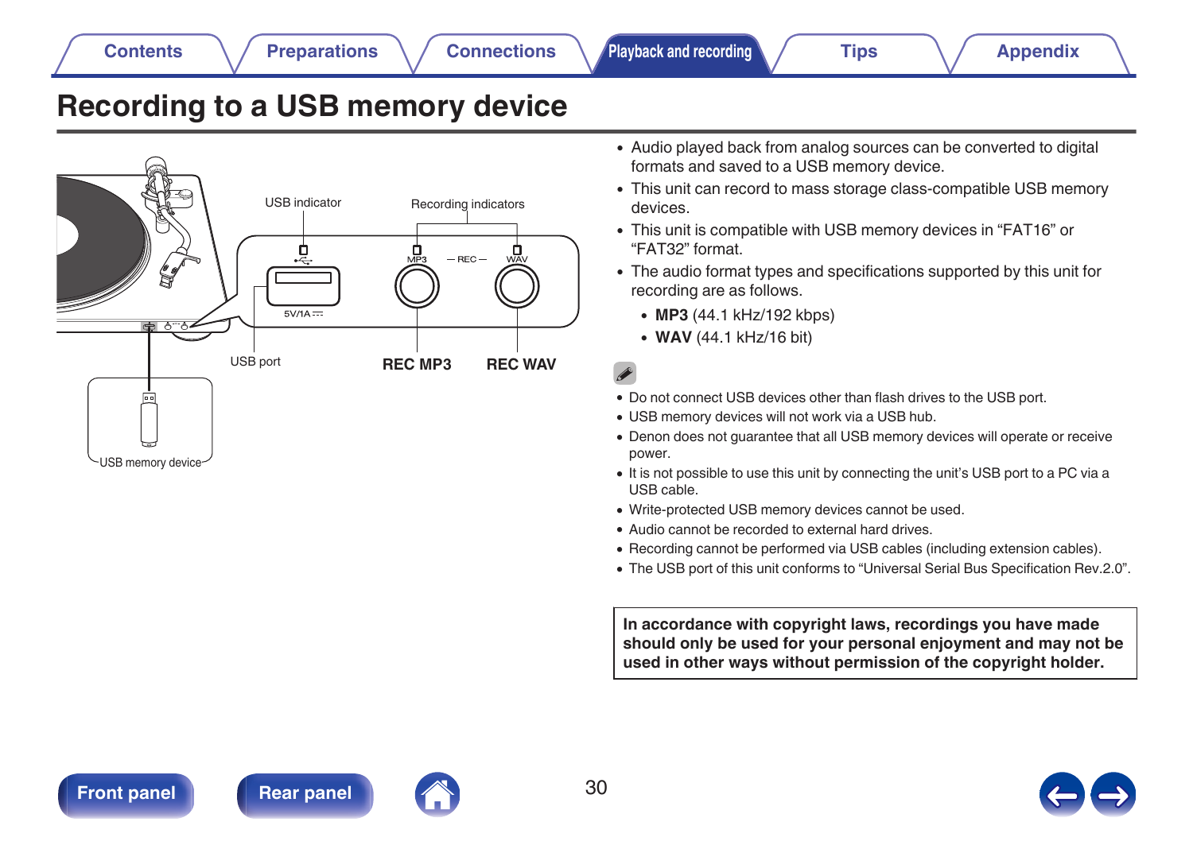# Recording to a USB memory device

USB indicator

Recording indicators

USB port

REC MP3

REC WAV

USB memory device

- Audio played back from analog sources can be converted to digital formats and saved to a USB memory device.
- This unit can record to mass storage class-compatible USB memory devices.
- This unit is compatible with USB memory devices in “FAT16” or “FAT32” format.
- The audio format types and specifications supported by this unit for recording are as follows.
  - **MP3** (44.1 kHz/192 kbps)
  - **WAV** (44.1 kHz/16 bit)

- Do not connect USB devices other than flash drives to the USB port.
- USB memory devices will not work via a USB hub.
- Denon does not guarantee that all USB memory devices will operate or receive power.
- It is not possible to use this unit by connecting the unit’s USB port to a PC via a USB cable.
- Write-protected USB memory devices cannot be used.
- Audio cannot be recorded to external hard drives.
- Recording cannot be performed via USB cables (including extension cables).
- The USB port of this unit conforms to “Universal Serial Bus Specification Rev.2.0”.

**In accordance with copyright laws, recordings you have made should only be used for your personal enjoyment and may not be used in other ways without permission of the copyright holder.**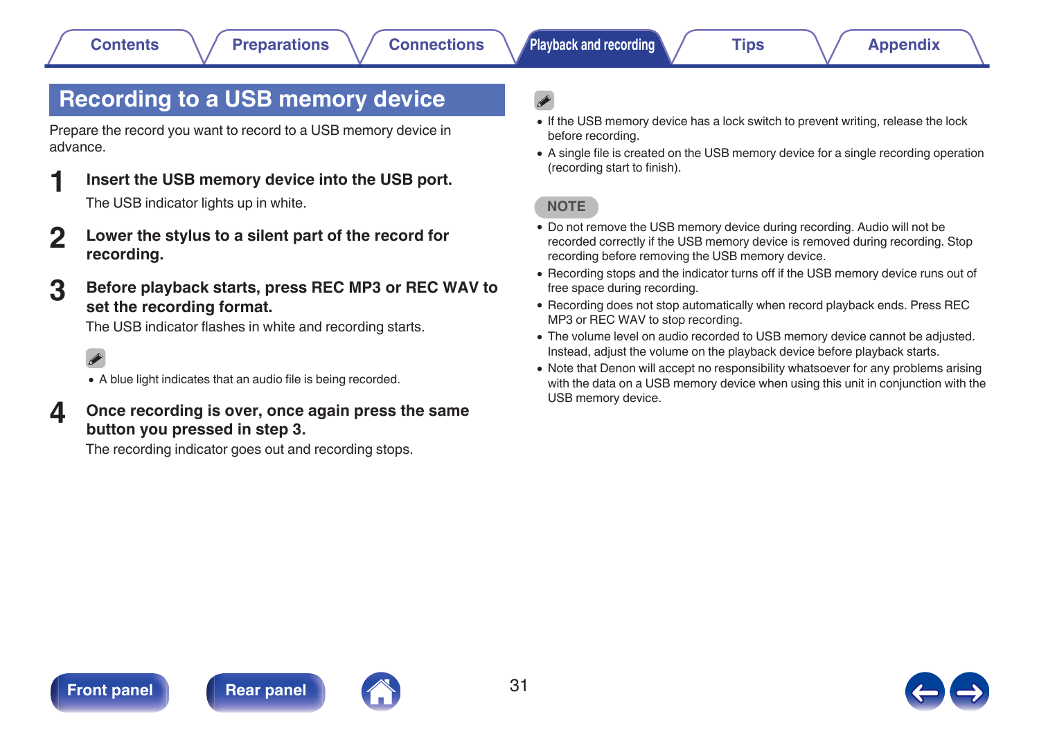# Recording to a USB memory device

Prepare the record you want to record to a USB memory device in advance.

**1 Insert the USB memory device into the USB port.**

The USB indicator lights up in white.

**2 Lower the stylus to a silent part of the record for recording.**

**3 Before playback starts, press REC MP3 or REC WAV to set the recording format.**

The USB indicator flashes in white and recording starts.

- A blue light indicates that an audio file is being recorded.

**4 Once recording is over, once again press the same button you pressed in step 3.**

The recording indicator goes out and recording stops.

- If the USB memory device has a lock switch to prevent writing, release the lock before recording.
- A single file is created on the USB memory device for a single recording operation (recording start to finish).

**NOTE**

- Do not remove the USB memory device during recording. Audio will not be recorded correctly if the USB memory device is removed during recording. Stop recording before removing the USB memory device.
- Recording stops and the indicator turns off if the USB memory device runs out of free space during recording.
- Recording does not stop automatically when record playback ends. Press REC MP3 or REC WAV to stop recording.
- The volume level on audio recorded to USB memory device cannot be adjusted. Instead, adjust the volume on the playback device before playback starts.
- Note that Denon will accept no responsibility whatsoever for any problems arising with the data on a USB memory device when using this unit in conjunction with the USB memory device.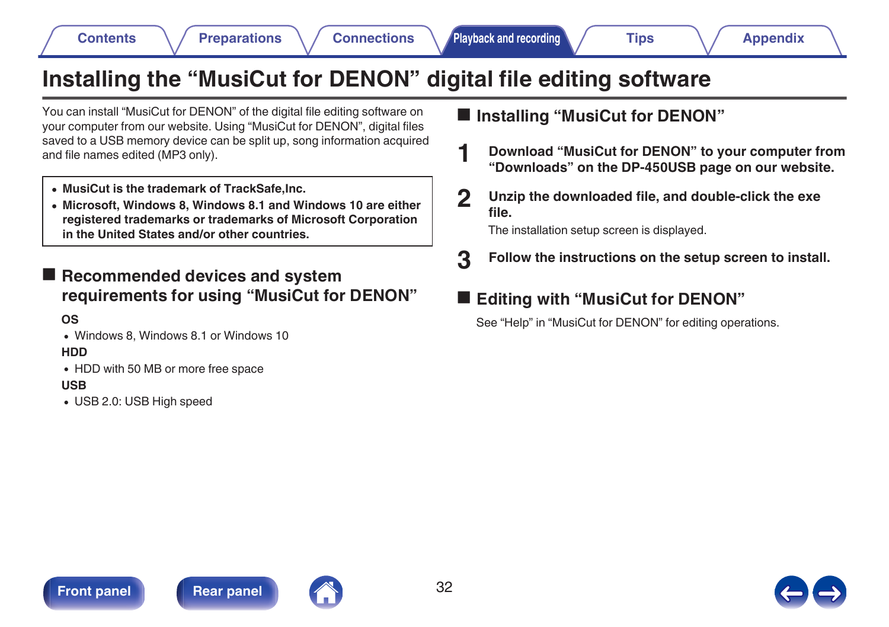# Installing the “MusiCut for DENON” digital file editing software

You can install “MusiCut for DENON” of the digital file editing software on your computer from our website. Using “MusiCut for DENON”, digital files saved to a USB memory device can be split up, song information acquired and file names edited (MP3 only).

- **MusiCut is the trademark of TrackSafe,Inc.**
- **Microsoft, Windows 8, Windows 8.1 and Windows 10 are either registered trademarks or trademarks of Microsoft Corporation in the United States and/or other countries.**

## Recommended devices and system requirements for using “MusiCut for DENON”

**OS**

- Windows 8, Windows 8.1 or Windows 10

**HDD**

- HDD with 50 MB or more free space

**USB**

- USB 2.0: USB High speed

## Installing “MusiCut for DENON”

1. **Download “MusiCut for DENON” to your computer from “Downloads” on the DP-450USB page on our website.**
2. **Unzip the downloaded file, and double-click the exe file.**
   The installation setup screen is displayed.
3. **Follow the instructions on the setup screen to install.**

## Editing with “MusiCut for DENON”

See “Help” in “MusiCut for DENON” for editing operations.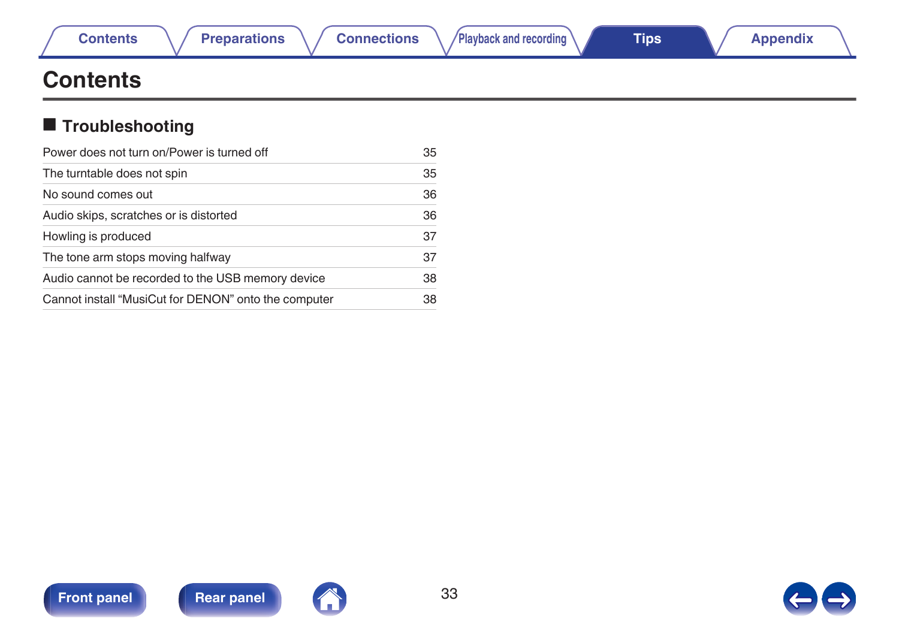# Contents

## ■ Troubleshooting

| | |
|---|---|
| Power does not turn on/Power is turned off | 35 |
| The turntable does not spin | 35 |
| No sound comes out | 36 |
| Audio skips, scratches or is distorted | 36 |
| Howling is produced | 37 |
| The tone arm stops moving halfway | 37 |
| Audio cannot be recorded to the USB memory device | 38 |
| Cannot install “MusiCut for DENON” onto the computer | 38 |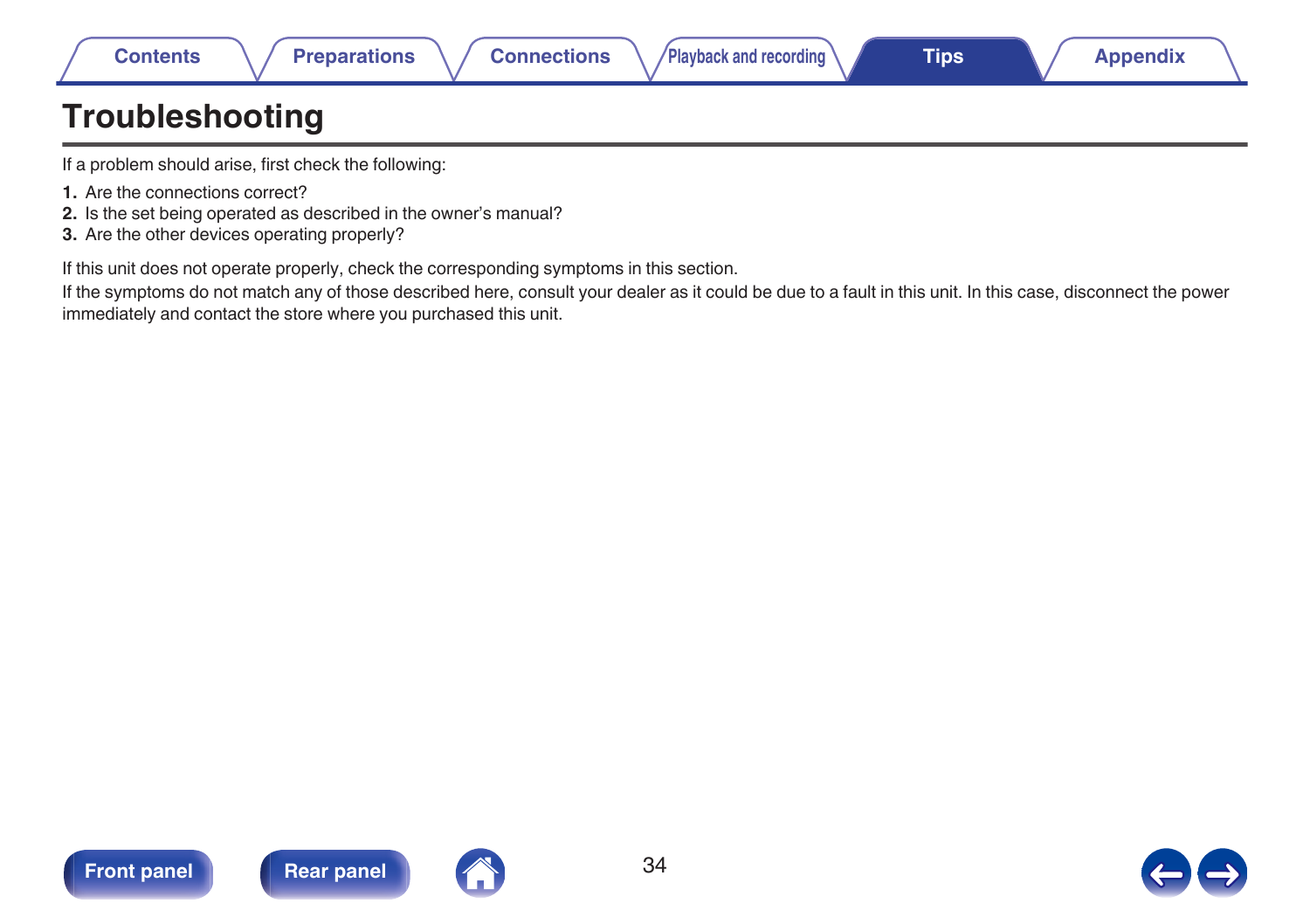# Troubleshooting

If a problem should arise, first check the following:

1. Are the connections correct?
2. Is the set being operated as described in the owner's manual?
3. Are the other devices operating properly?

If this unit does not operate properly, check the corresponding symptoms in this section.

If the symptoms do not match any of those described here, consult your dealer as it could be due to a fault in this unit. In this case, disconnect the power immediately and contact the store where you purchased this unit.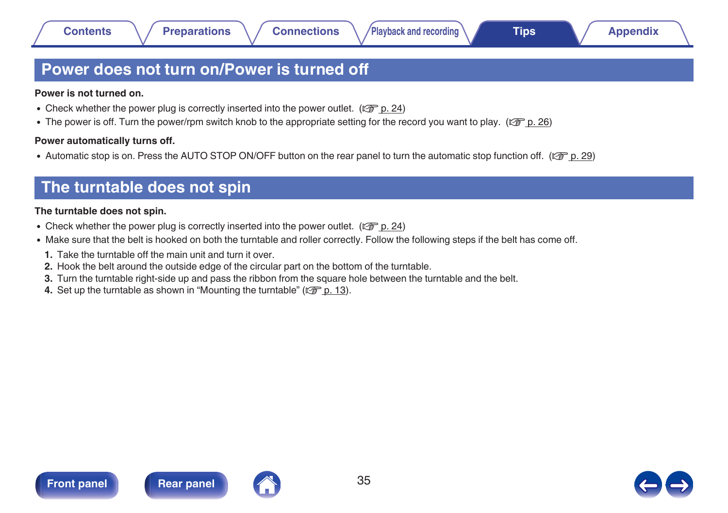## Power does not turn on/Power is turned off

**Power is not turned on.**

- Check whether the power plug is correctly inserted into the power outlet. (☞ p. 24)
- The power is off. Turn the power/rpm switch knob to the appropriate setting for the record you want to play. (☞ p. 26)

**Power automatically turns off.**

- Automatic stop is on. Press the AUTO STOP ON/OFF button on the rear panel to turn the automatic stop function off. (☞ p. 29)

## The turntable does not spin

**The turntable does not spin.**

- Check whether the power plug is correctly inserted into the power outlet. (☞ p. 24)
- Make sure that the belt is hooked on both the turntable and roller correctly. Follow the following steps if the belt has come off.

1. Take the turntable off the main unit and turn it over.
2. Hook the belt around the outside edge of the circular part on the bottom of the turntable.
3. Turn the turntable right-side up and pass the ribbon from the square hole between the turntable and the belt.
4. Set up the turntable as shown in “Mounting the turntable” (☞ p. 13).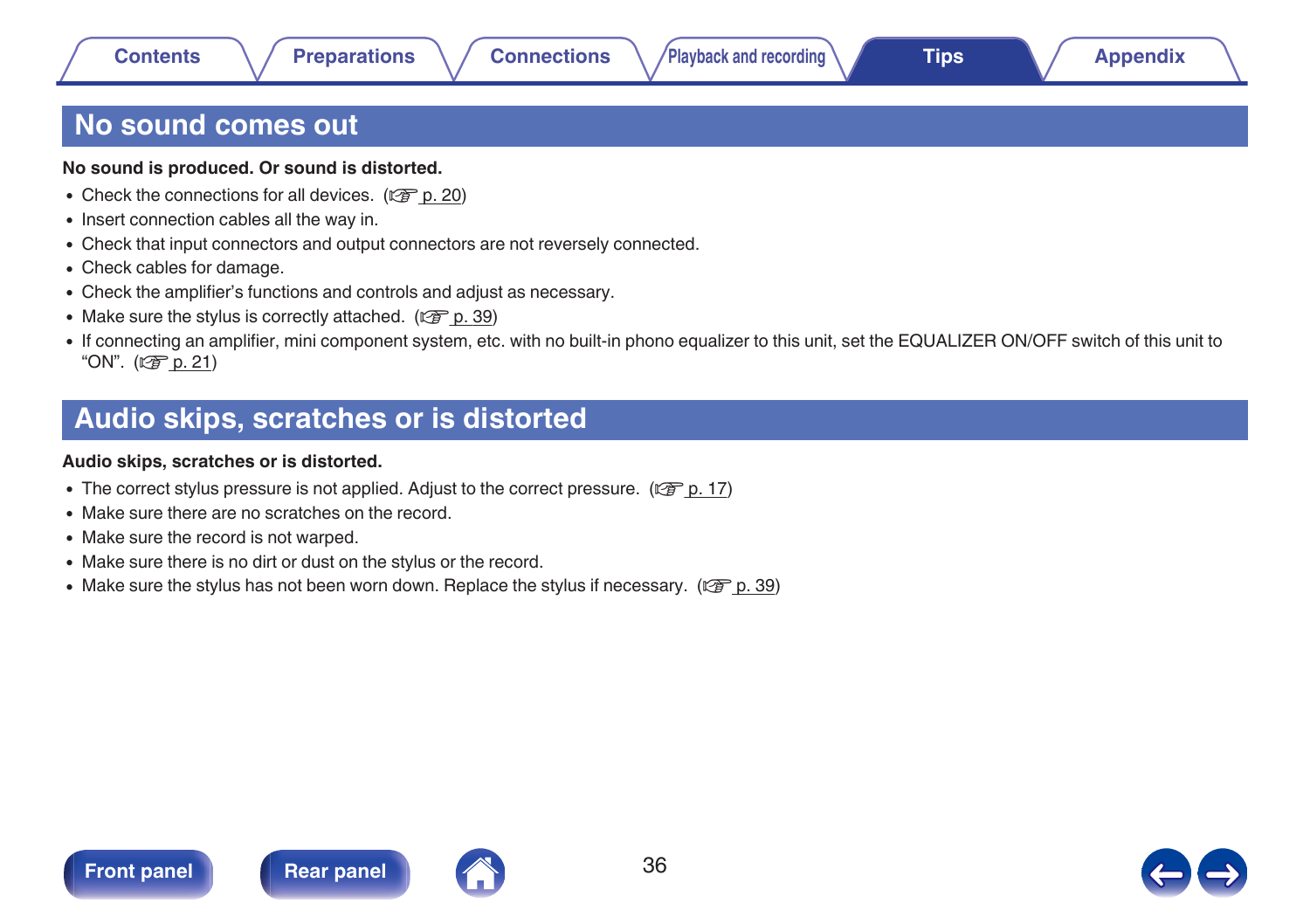# No sound comes out

**No sound is produced. Or sound is distorted.**

- Check the connections for all devices. (☞ p. 20)
- Insert connection cables all the way in.
- Check that input connectors and output connectors are not reversely connected.
- Check cables for damage.
- Check the amplifier's functions and controls and adjust as necessary.
- Make sure the stylus is correctly attached. (☞ p. 39)
- If connecting an amplifier, mini component system, etc. with no built-in phono equalizer to this unit, set the EQUALIZER ON/OFF switch of this unit to "ON". (☞ p. 21)

# Audio skips, scratches or is distorted

**Audio skips, scratches or is distorted.**

- The correct stylus pressure is not applied. Adjust to the correct pressure. (☞ p. 17)
- Make sure there are no scratches on the record.
- Make sure the record is not warped.
- Make sure there is no dirt or dust on the stylus or the record.
- Make sure the stylus has not been worn down. Replace the stylus if necessary. (☞ p. 39)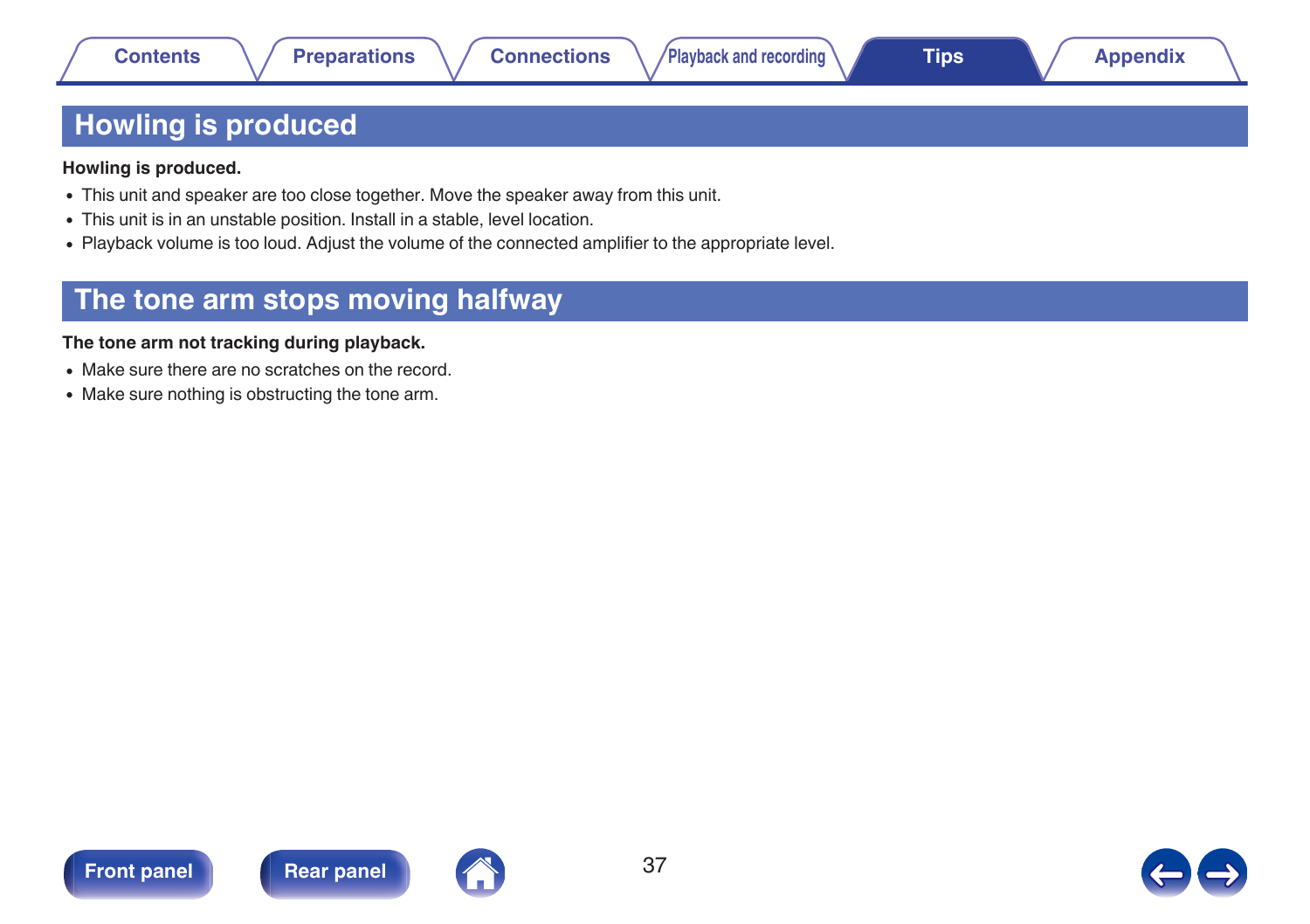## Howling is produced

**Howling is produced.**

- This unit and speaker are too close together. Move the speaker away from this unit.
- This unit is in an unstable position. Install in a stable, level location.
- Playback volume is too loud. Adjust the volume of the connected amplifier to the appropriate level.

## The tone arm stops moving halfway

**The tone arm not tracking during playback.**

- Make sure there are no scratches on the record.
- Make sure nothing is obstructing the tone arm.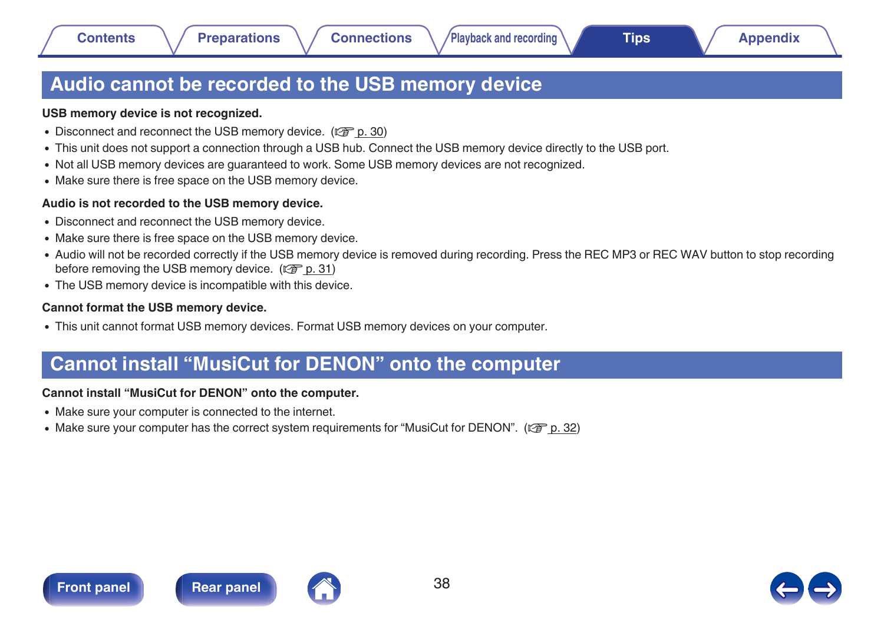## Audio cannot be recorded to the USB memory device

**USB memory device is not recognized.**

- Disconnect and reconnect the USB memory device. (☞ p. 30)
- This unit does not support a connection through a USB hub. Connect the USB memory device directly to the USB port.
- Not all USB memory devices are guaranteed to work. Some USB memory devices are not recognized.
- Make sure there is free space on the USB memory device.

**Audio is not recorded to the USB memory device.**

- Disconnect and reconnect the USB memory device.
- Make sure there is free space on the USB memory device.
- Audio will not be recorded correctly if the USB memory device is removed during recording. Press the REC MP3 or REC WAV button to stop recording before removing the USB memory device. (☞ p. 31)
- The USB memory device is incompatible with this device.

**Cannot format the USB memory device.**

- This unit cannot format USB memory devices. Format USB memory devices on your computer.

## Cannot install “MusiCut for DENON” onto the computer

**Cannot install “MusiCut for DENON” onto the computer.**

- Make sure your computer is connected to the internet.
- Make sure your computer has the correct system requirements for “MusiCut for DENON”. (☞ p. 32)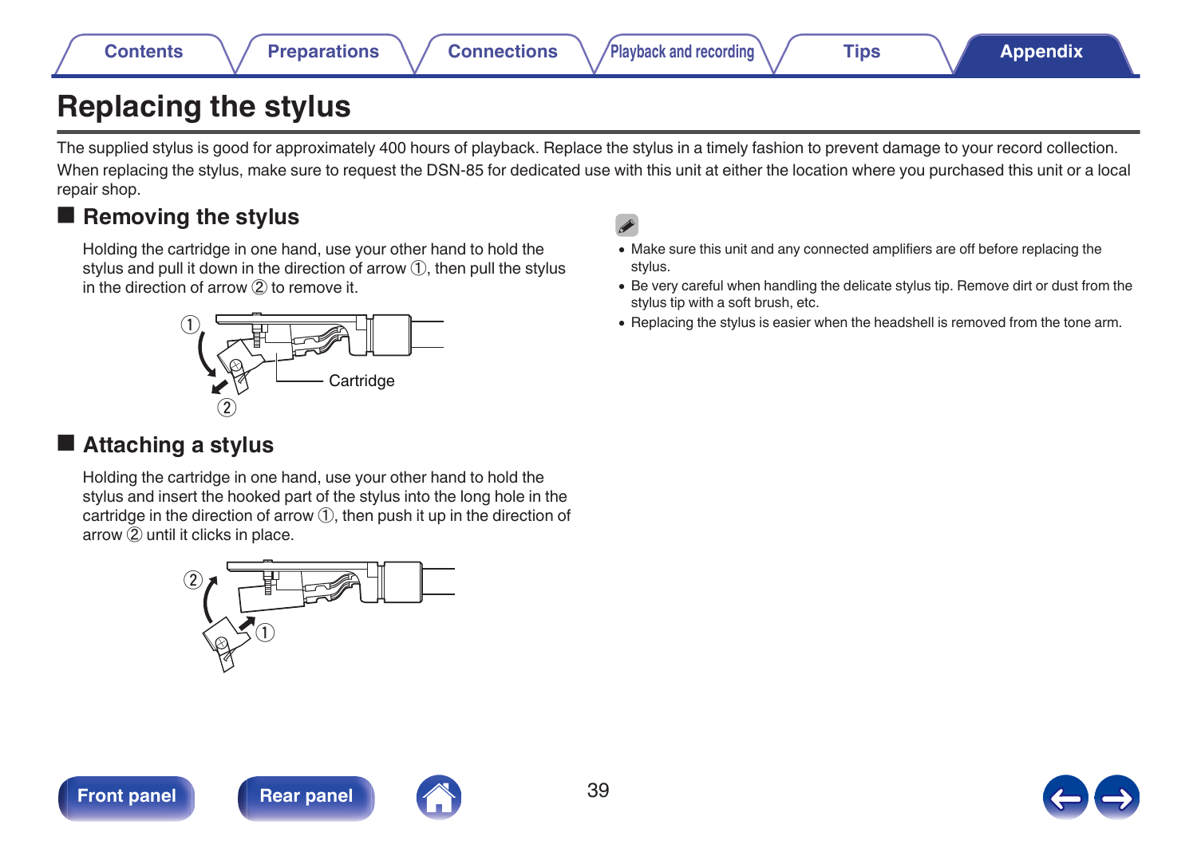# Replacing the stylus

The supplied stylus is good for approximately 400 hours of playback. Replace the stylus in a timely fashion to prevent damage to your record collection.
When replacing the stylus, make sure to request the DSN-85 for dedicated use with this unit at either the location where you purchased this unit or a local repair shop.

## ■ Removing the stylus

Holding the cartridge in one hand, use your other hand to hold the stylus and pull it down in the direction of arrow ①, then pull the stylus in the direction of arrow ② to remove it.

Cartridge

## ■ Attaching a stylus

Holding the cartridge in one hand, use your other hand to hold the stylus and insert the hooked part of the stylus into the long hole in the cartridge in the direction of arrow ①, then push it up in the direction of arrow ② until it clicks in place.

- Make sure this unit and any connected amplifiers are off before replacing the stylus.
- Be very careful when handling the delicate stylus tip. Remove dirt or dust from the stylus tip with a soft brush, etc.
- Replacing the stylus is easier when the headshell is removed from the tone arm.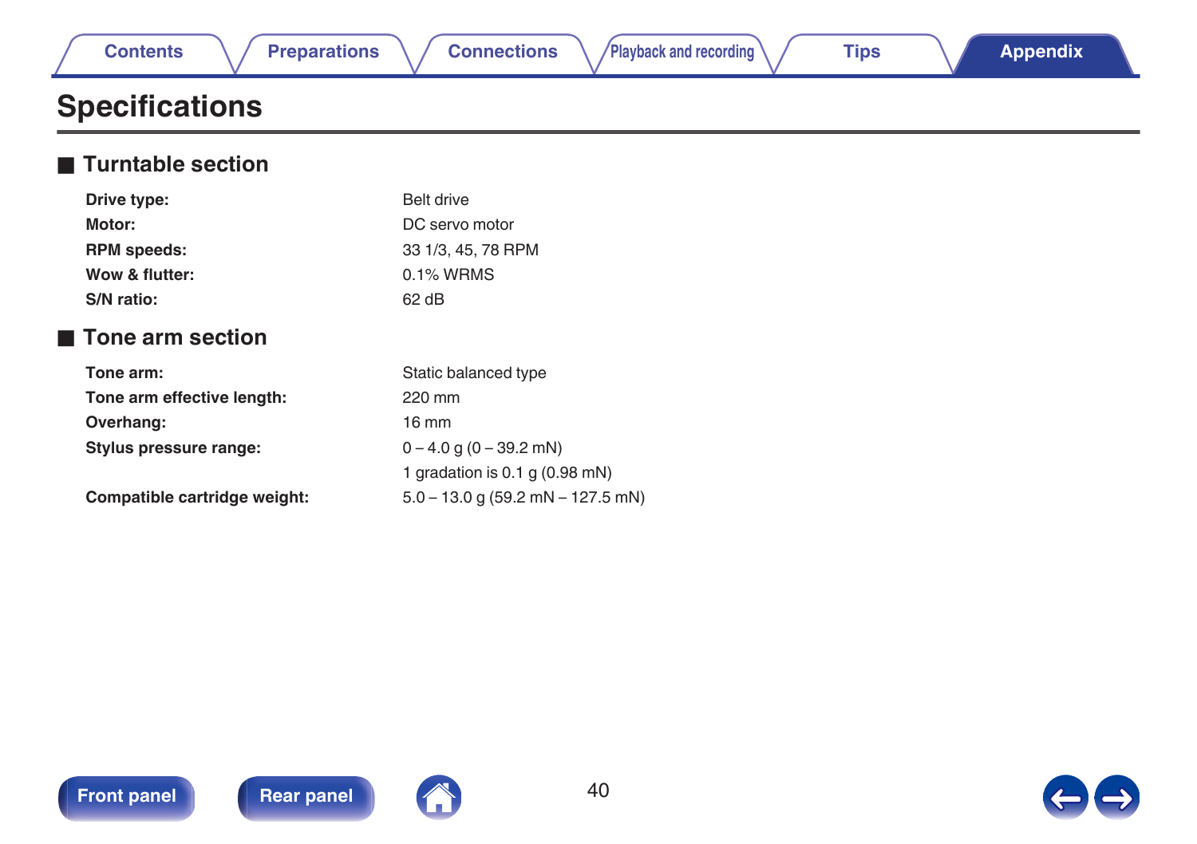# Specifications

## ■ Turntable section

| | |
|---|---|
| **Drive type:** | Belt drive |
| **Motor:** | DC servo motor |
| **RPM speeds:** | 33 1/3, 45, 78 RPM |
| **Wow & flutter:** | 0.1% WRMS |
| **S/N ratio:** | 62 dB |

## ■ Tone arm section

| | |
|---|---|
| **Tone arm:** | Static balanced type |
| **Tone arm effective length:** | 220 mm |
| **Overhang:** | 16 mm |
| **Stylus pressure range:** | 0 – 4.0 g (0 – 39.2 mN)<br>1 gradation is 0.1 g (0.98 mN) |
| **Compatible cartridge weight:** | 5.0 – 13.0 g (59.2 mN – 127.5 mN) |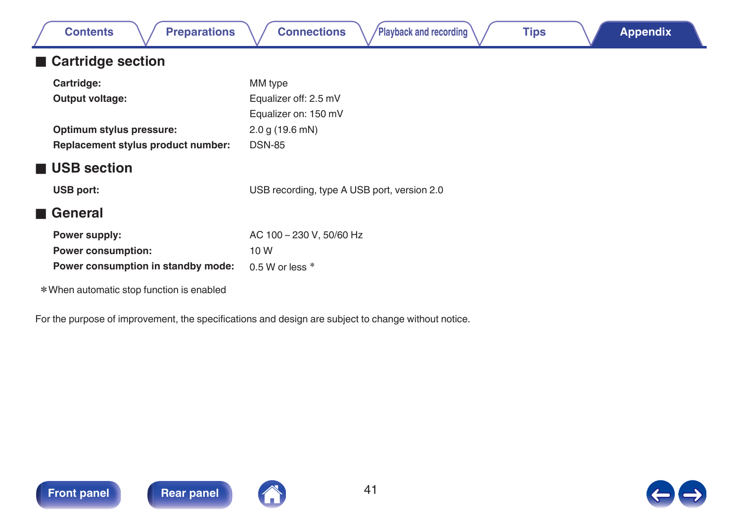## ■ Cartridge section

| | |
|---|---|
| **Cartridge:** | MM type |
| **Output voltage:** | Equalizer off: 2.5 mV |
| | Equalizer on: 150 mV |
| **Optimum stylus pressure:** | 2.0 g (19.6 mN) |
| **Replacement stylus product number:** | DSN-85 |

## ■ USB section

| | |
|---|---|
| **USB port:** | USB recording, type A USB port, version 2.0 |

## ■ General

| | |
|---|---|
| **Power supply:** | AC 100 – 230 V, 50/60 Hz |
| **Power consumption:** | 10 W |
| **Power consumption in standby mode:** | 0.5 W or less * |

*When automatic stop function is enabled

For the purpose of improvement, the specifications and design are subject to change without notice.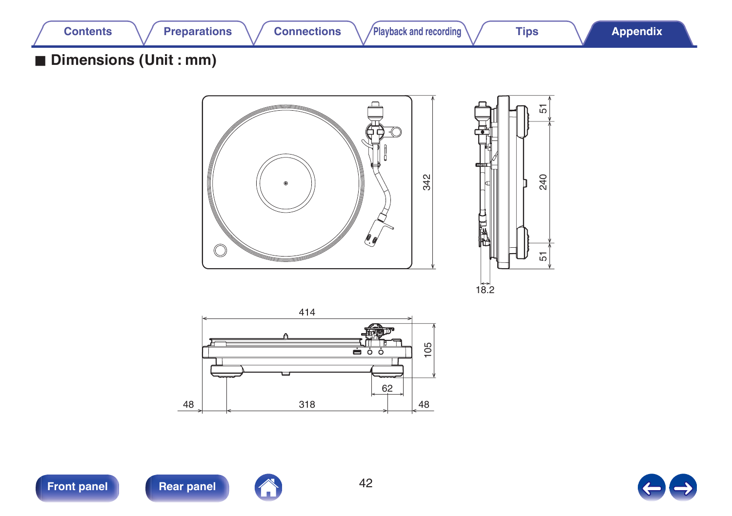## ■ Dimensions (Unit : mm)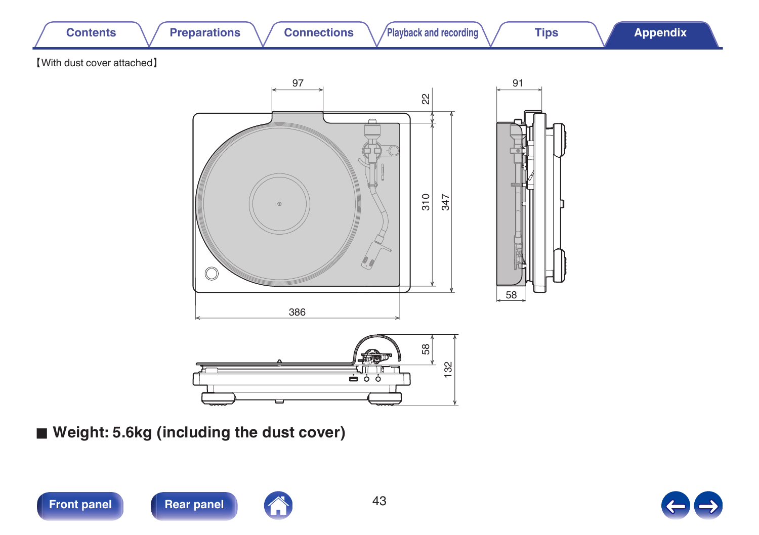【With dust cover attached】

■ Weight: 5.6kg (including the dust cover)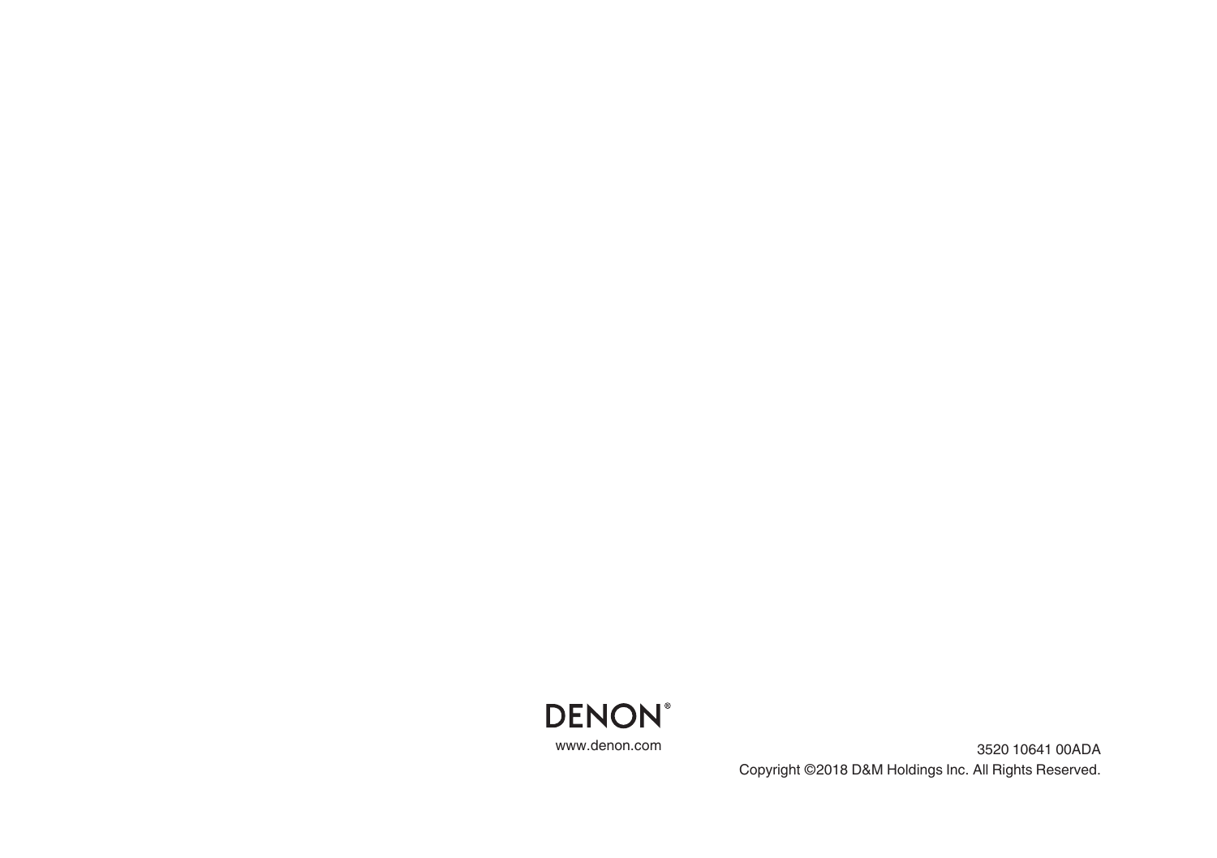DENON®

www.denon.com

3520 10641 00ADA

Copyright ©2018 D&M Holdings Inc. All Rights Reserved.